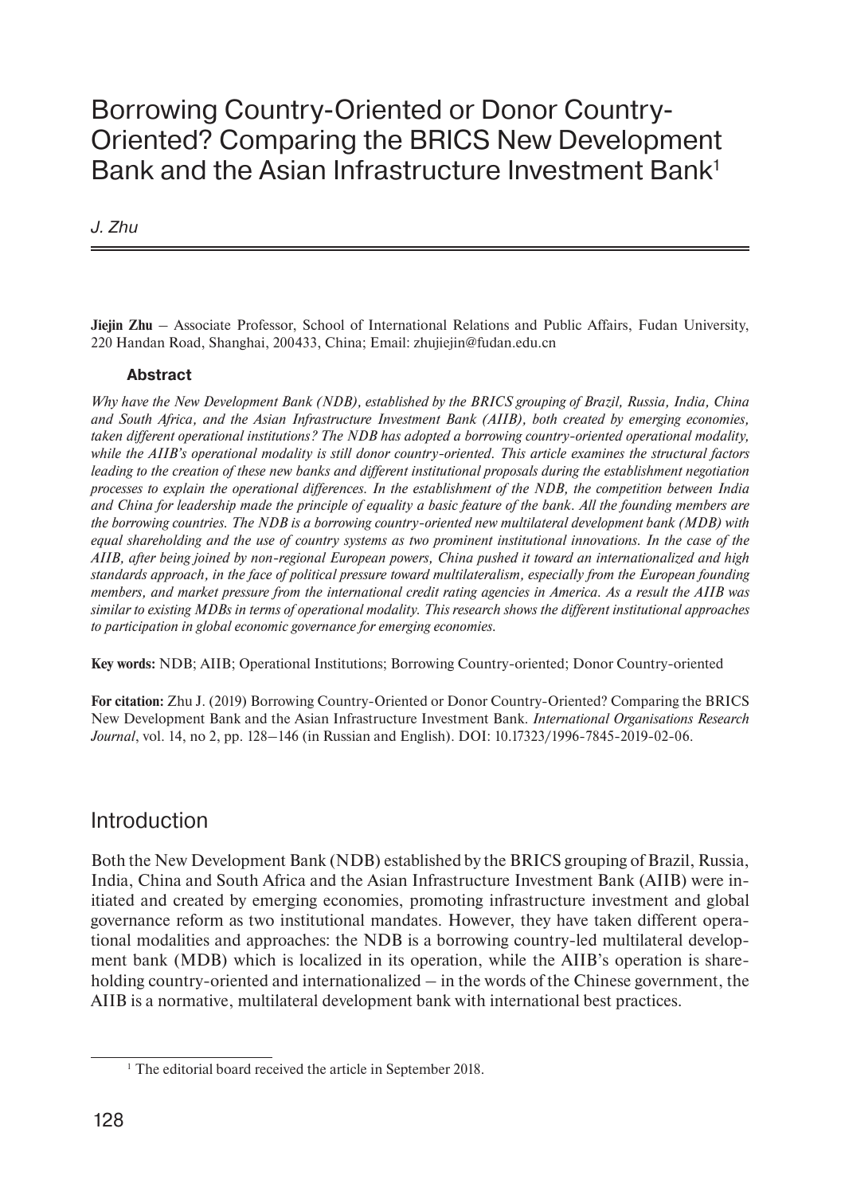# Borrowing Country-Oriented or Donor Country-Oriented? Comparing the BRICS New Development Bank and the Asian Infrastructure Investment Bank[1]

*J. Zhu*

**Jiejin Zhu** – Associate Professor, School of International Relations and Public Affairs, Fudan University, 220 Handan Road, Shanghai, 200433, China; Email: zhujiejin@fudan.edu.cn

#### Abstract

*Why have the New Development Bank (NDB), established by the BRICS grouping of Brazil, Russia, India, China and South Africa, and the Asian Infrastructure Investment Bank (AIIB), both created by emerging economies, taken different operational institutions? The NDB has adopted a borrowing country-oriented operational modality, while the AIIB's operational modality is still donor country-oriented. This article examines the structural factors leading to the creation of these new banks and different institutional proposals during the establishment negotiation processes to explain the operational differences. In the establishment of the NDB, the competition between India and China for leadership made the principle of equality a basic feature of the bank. All the founding members are the borrowing countries. The NDB is a borrowing country-oriented new multilateral development bank (MDB) with equal shareholding and the use of country systems as two prominent institutional innovations. In the case of the AIIB, after being joined by non-regional European powers, China pushed it toward an internationalized and high standards approach, in the face of political pressure toward multilateralism, especially from the European founding members, and market pressure from the international credit rating agencies in America. As a result the AIIB was similar to existing MDBs in terms of operational modality. This research shows the different institutional approaches to participation in global economic governance for emerging economies.*

**Key words:** NDB; AIIB; Operational Institutions; Borrowing Country-oriented; Donor Country-oriented

**For citation:** Zhu J. (2019) Borrowing Country-Oriented or Donor Country-Oriented? Comparing the BRICS New Development Bank and the Asian Infrastructure Investment Bank. *International Organisations Research Journal*, vol. 14, no 2, pp. 128–146 (in Russian and English). DOI: 10.17323/1996-7845-2019-02-06.

## Introduction

Both the New Development Bank (NDB) established by the BRICS grouping of Brazil, Russia, India, China and South Africa and the Asian Infrastructure Investment Bank (AIIB) were initiated and created by emerging economies, promoting infrastructure investment and global governance reform as two institutional mandates. However, they have taken different operational modalities and approaches: the NDB is a borrowing country-led multilateral development bank (MDB) which is localized in its operation, while the AIIB's operation is shareholding country-oriented and internationalized – in the words of the Chinese government, the AIIB is a normative, multilateral development bank with international best practices.

[1] The editorial board received the article in September 2018.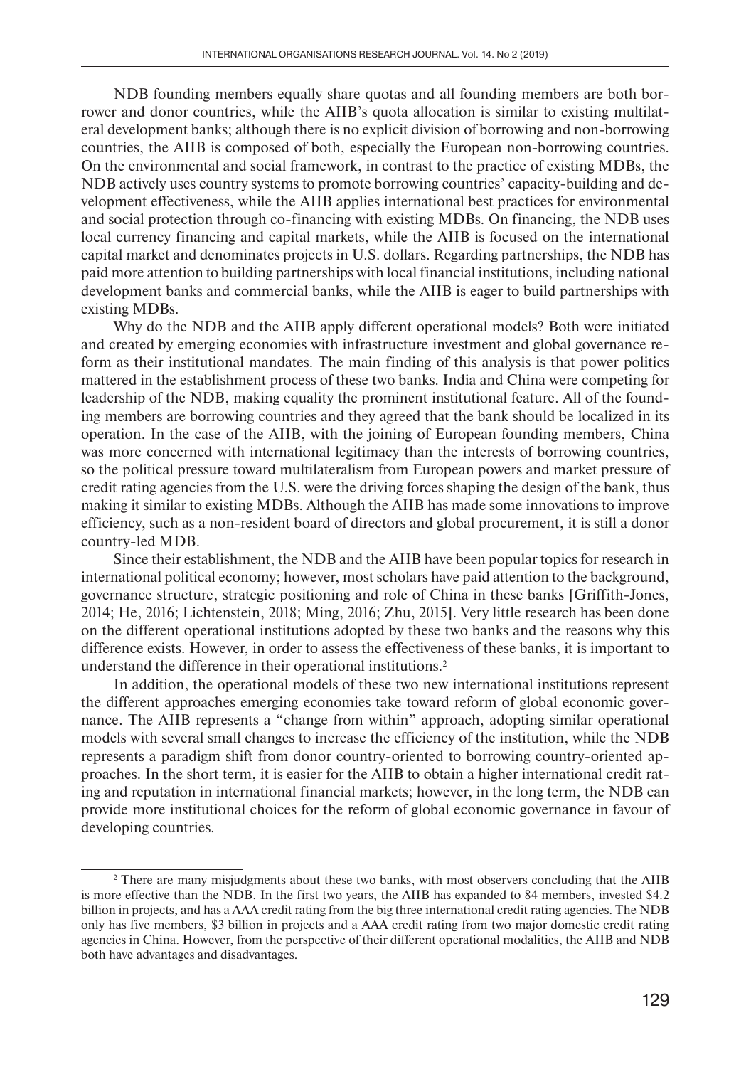NDB founding members equally share quotas and all founding members are both borrower and donor countries, while the AIIB's quota allocation is similar to existing multilateral development banks; although there is no explicit division of borrowing and non-borrowing countries, the AIIB is composed of both, especially the European non-borrowing countries. On the environmental and social framework, in contrast to the practice of existing MDBs, the NDB actively uses country systems to promote borrowing countries' capacity-building and development effectiveness, while the AIIB applies international best practices for environmental and social protection through co-financing with existing MDBs. On financing, the NDB uses local currency financing and capital markets, while the AIIB is focused on the international capital market and denominates projects in U.S. dollars. Regarding partnerships, the NDB has paid more attention to building partnerships with local financial institutions, including national development banks and commercial banks, while the AIIB is eager to build partnerships with existing MDBs.

Why do the NDB and the AIIB apply different operational models? Both were initiated and created by emerging economies with infrastructure investment and global governance reform as their institutional mandates. The main finding of this analysis is that power politics mattered in the establishment process of these two banks. India and China were competing for leadership of the NDB, making equality the prominent institutional feature. All of the founding members are borrowing countries and they agreed that the bank should be localized in its operation. In the case of the AIIB, with the joining of European founding members, China was more concerned with international legitimacy than the interests of borrowing countries, so the political pressure toward multilateralism from European powers and market pressure of credit rating agencies from the U.S. were the driving forces shaping the design of the bank, thus making it similar to existing MDBs. Although the AIIB has made some innovations to improve efficiency, such as a non-resident board of directors and global procurement, it is still a donor country-led MDB.

Since their establishment, the NDB and the AIIB have been popular topics for research in international political economy; however, most scholars have paid attention to the background, governance structure, strategic positioning and role of China in these banks [Griffith-Jones, 2014; He, 2016; Lichtenstein, 2018; Ming, 2016; Zhu, 2015]. Very little research has been done on the different operational institutions adopted by these two banks and the reasons why this difference exists. However, in order to assess the effectiveness of these banks, it is important to understand the difference in their operational institutions.[2]

In addition, the operational models of these two new international institutions represent the different approaches emerging economies take toward reform of global economic governance. The AIIB represents a "change from within" approach, adopting similar operational models with several small changes to increase the efficiency of the institution, while the NDB represents a paradigm shift from donor country-oriented to borrowing country-oriented approaches. In the short term, it is easier for the AIIB to obtain a higher international credit rating and reputation in international financial markets; however, in the long term, the NDB can provide more institutional choices for the reform of global economic governance in favour of developing countries.

---

[2] There are many misjudgments about these two banks, with most observers concluding that the AIIB is more effective than the NDB. In the first two years, the AIIB has expanded to 84 members, invested \$4.2 billion in projects, and has a AAA credit rating from the big three international credit rating agencies. The NDB only has five members, \$3 billion in projects and a AAA credit rating from two major domestic credit rating agencies in China. However, from the perspective of their different operational modalities, the AIIB and NDB both have advantages and disadvantages.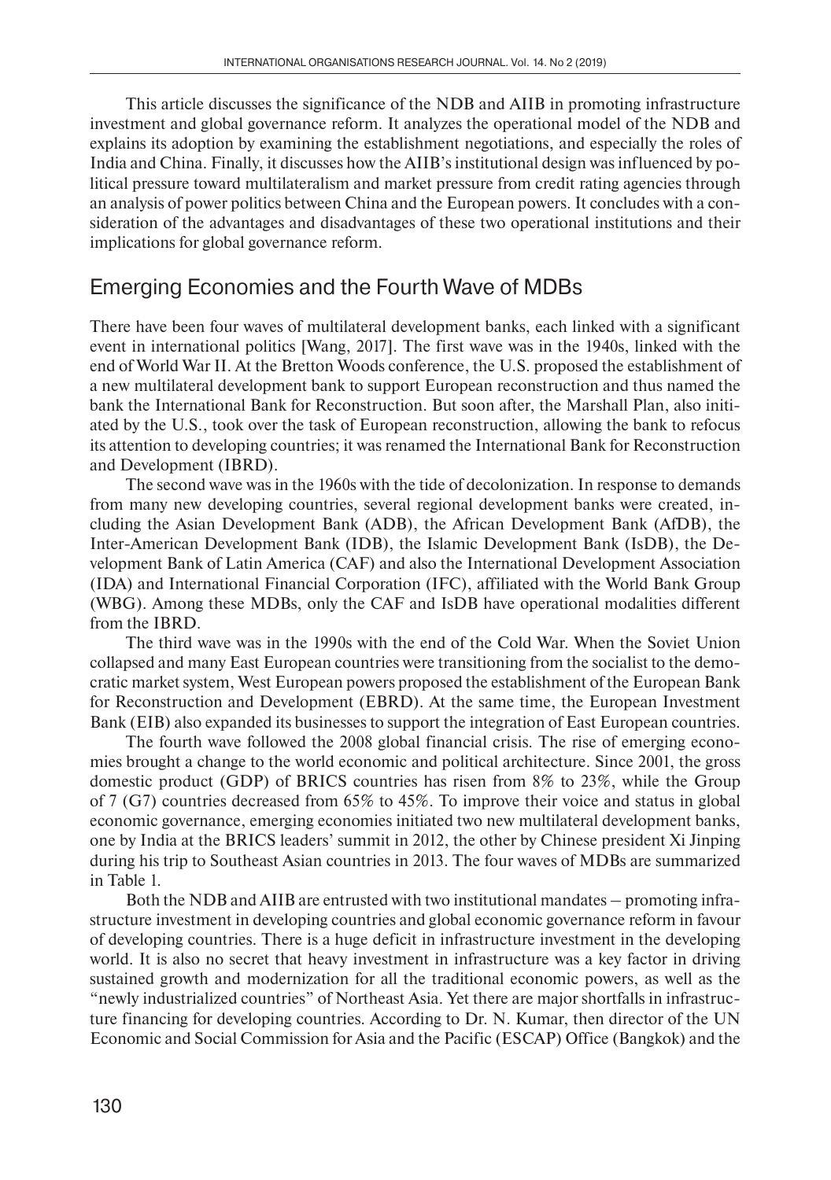This article discusses the significance of the NDB and AIIB in promoting infrastructure investment and global governance reform. It analyzes the operational model of the NDB and explains its adoption by examining the establishment negotiations, and especially the roles of India and China. Finally, it discusses how the AIIB's institutional design was influenced by political pressure toward multilateralism and market pressure from credit rating agencies through an analysis of power politics between China and the European powers. It concludes with a consideration of the advantages and disadvantages of these two operational institutions and their implications for global governance reform.

## Emerging Economies and the Fourth Wave of MDBs

There have been four waves of multilateral development banks, each linked with a significant event in international politics [Wang, 2017]. The first wave was in the 1940s, linked with the end of World War II. At the Bretton Woods conference, the U.S. proposed the establishment of a new multilateral development bank to support European reconstruction and thus named the bank the International Bank for Reconstruction. But soon after, the Marshall Plan, also initiated by the U.S., took over the task of European reconstruction, allowing the bank to refocus its attention to developing countries; it was renamed the International Bank for Reconstruction and Development (IBRD).

The second wave was in the 1960s with the tide of decolonization. In response to demands from many new developing countries, several regional development banks were created, including the Asian Development Bank (ADB), the African Development Bank (AfDB), the Inter-American Development Bank (IDB), the Islamic Development Bank (IsDB), the Development Bank of Latin America (CAF) and also the International Development Association (IDA) and International Financial Corporation (IFC), affiliated with the World Bank Group (WBG). Among these MDBs, only the CAF and IsDB have operational modalities different from the IBRD.

The third wave was in the 1990s with the end of the Cold War. When the Soviet Union collapsed and many East European countries were transitioning from the socialist to the democratic market system, West European powers proposed the establishment of the European Bank for Reconstruction and Development (EBRD). At the same time, the European Investment Bank (EIB) also expanded its businesses to support the integration of East European countries.

The fourth wave followed the 2008 global financial crisis. The rise of emerging economies brought a change to the world economic and political architecture. Since 2001, the gross domestic product (GDP) of BRICS countries has risen from 8% to 23%, while the Group of 7 (G7) countries decreased from 65% to 45%. To improve their voice and status in global economic governance, emerging economies initiated two new multilateral development banks, one by India at the BRICS leaders' summit in 2012, the other by Chinese president Xi Jinping during his trip to Southeast Asian countries in 2013. The four waves of MDBs are summarized in Table 1.

Both the NDB and AIIB are entrusted with two institutional mandates – promoting infrastructure investment in developing countries and global economic governance reform in favour of developing countries. There is a huge deficit in infrastructure investment in the developing world. It is also no secret that heavy investment in infrastructure was a key factor in driving sustained growth and modernization for all the traditional economic powers, as well as the "newly industrialized countries" of Northeast Asia. Yet there are major shortfalls in infrastructure financing for developing countries. According to Dr. N. Kumar, then director of the UN Economic and Social Commission for Asia and the Pacific (ESCAP) Office (Bangkok) and the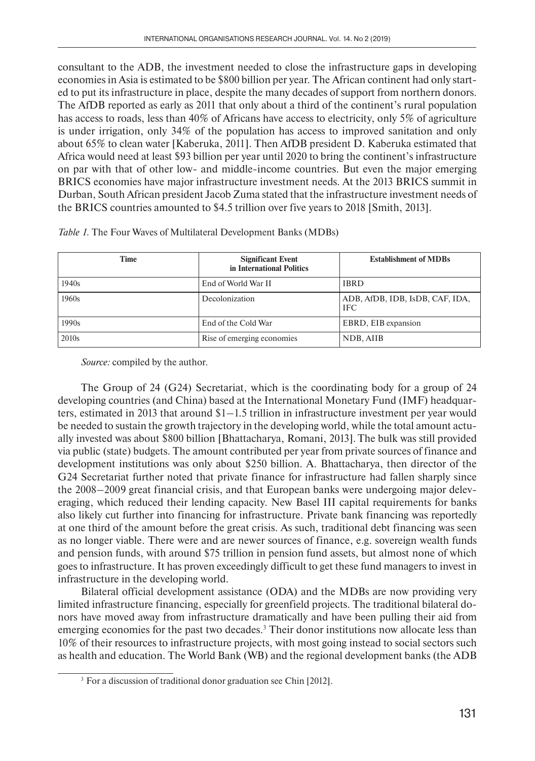consultant to the ADB, the investment needed to close the infrastructure gaps in developing economies in Asia is estimated to be $800 billion per year. The African continent had only started to put its infrastructure in place, despite the many decades of support from northern donors. The AfDB reported as early as 2011 that only about a third of the continent's rural population has access to roads, less than 40% of Africans have access to electricity, only 5% of agriculture is under irrigation, only 34% of the population has access to improved sanitation and only about 65% to clean water [Kaberuka, 2011]. Then AfDB president D. Kaberuka estimated that Africa would need at least $93 billion per year until 2020 to bring the continent's infrastructure on par with that of other low- and middle-income countries. But even the major emerging BRICS economies have major infrastructure investment needs. At the 2013 BRICS summit in Durban, South African president Jacob Zuma stated that the infrastructure investment needs of the BRICS countries amounted to $4.5 trillion over five years to 2018 [Smith, 2013].

*Table 1.* The Four Waves of Multilateral Development Banks (MDBs)

| Time | Significant Event in International Politics | Establishment of MDBs |
|---|---|---|
| 1940s | End of World War II | IBRD |
| 1960s | Decolonization | ADB, AfDB, IDB, IsDB, CAF, IDA, IFC |
| 1990s | End of the Cold War | EBRD, EIB expansion |
| 2010s | Rise of emerging economies | NDB, AIIB |

*Source:* compiled by the author.

The Group of 24 (G24) Secretariat, which is the coordinating body for a group of 24 developing countries (and China) based at the International Monetary Fund (IMF) headquarters, estimated in 2013 that around $1–1.5 trillion in infrastructure investment per year would be needed to sustain the growth trajectory in the developing world, while the total amount actually invested was about $800 billion [Bhattacharya, Romani, 2013]. The bulk was still provided via public (state) budgets. The amount contributed per year from private sources of finance and development institutions was only about $250 billion. A. Bhattacharya, then director of the G24 Secretariat further noted that private finance for infrastructure had fallen sharply since the 2008–2009 great financial crisis, and that European banks were undergoing major deleveraging, which reduced their lending capacity. New Basel III capital requirements for banks also likely cut further into financing for infrastructure. Private bank financing was reportedly at one third of the amount before the great crisis. As such, traditional debt financing was seen as no longer viable. There were and are newer sources of finance, e.g. sovereign wealth funds and pension funds, with around $75 trillion in pension fund assets, but almost none of which goes to infrastructure. It has proven exceedingly difficult to get these fund managers to invest in infrastructure in the developing world.

Bilateral official development assistance (ODA) and the MDBs are now providing very limited infrastructure financing, especially for greenfield projects. The traditional bilateral donors have moved away from infrastructure dramatically and have been pulling their aid from emerging economies for the past two decades.[3] Their donor institutions now allocate less than 10% of their resources to infrastructure projects, with most going instead to social sectors such as health and education. The World Bank (WB) and the regional development banks (the ADB

[3] For a discussion of traditional donor graduation see Chin [2012].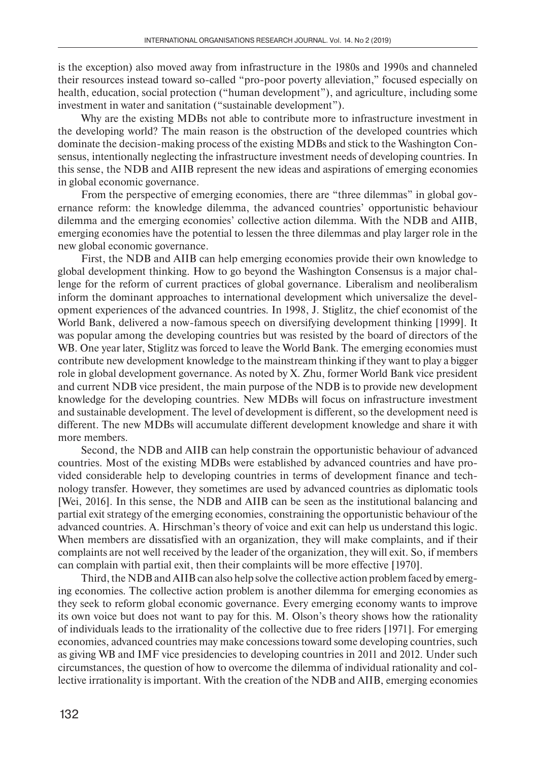is the exception) also moved away from infrastructure in the 1980s and 1990s and channeled their resources instead toward so-called "pro-poor poverty alleviation," focused especially on health, education, social protection ("human development"), and agriculture, including some investment in water and sanitation ("sustainable development").

Why are the existing MDBs not able to contribute more to infrastructure investment in the developing world? The main reason is the obstruction of the developed countries which dominate the decision-making process of the existing MDBs and stick to the Washington Consensus, intentionally neglecting the infrastructure investment needs of developing countries. In this sense, the NDB and AIIB represent the new ideas and aspirations of emerging economies in global economic governance.

From the perspective of emerging economies, there are "three dilemmas" in global governance reform: the knowledge dilemma, the advanced countries' opportunistic behaviour dilemma and the emerging economies' collective action dilemma. With the NDB and AIIB, emerging economies have the potential to lessen the three dilemmas and play larger role in the new global economic governance.

First, the NDB and AIIB can help emerging economies provide their own knowledge to global development thinking. How to go beyond the Washington Consensus is a major challenge for the reform of current practices of global governance. Liberalism and neoliberalism inform the dominant approaches to international development which universalize the development experiences of the advanced countries. In 1998, J. Stiglitz, the chief economist of the World Bank, delivered a now-famous speech on diversifying development thinking [1999]. It was popular among the developing countries but was resisted by the board of directors of the WB. One year later, Stiglitz was forced to leave the World Bank. The emerging economies must contribute new development knowledge to the mainstream thinking if they want to play a bigger role in global development governance. As noted by X. Zhu, former World Bank vice president and current NDB vice president, the main purpose of the NDB is to provide new development knowledge for the developing countries. New MDBs will focus on infrastructure investment and sustainable development. The level of development is different, so the development need is different. The new MDBs will accumulate different development knowledge and share it with more members.

Second, the NDB and AIIB can help constrain the opportunistic behaviour of advanced countries. Most of the existing MDBs were established by advanced countries and have provided considerable help to developing countries in terms of development finance and technology transfer. However, they sometimes are used by advanced countries as diplomatic tools [Wei, 2016]. In this sense, the NDB and AIIB can be seen as the institutional balancing and partial exit strategy of the emerging economies, constraining the opportunistic behaviour of the advanced countries. A. Hirschman's theory of voice and exit can help us understand this logic. When members are dissatisfied with an organization, they will make complaints, and if their complaints are not well received by the leader of the organization, they will exit. So, if members can complain with partial exit, then their complaints will be more effective [1970].

Third, the NDB and AIIB can also help solve the collective action problem faced by emerging economies. The collective action problem is another dilemma for emerging economies as they seek to reform global economic governance. Every emerging economy wants to improve its own voice but does not want to pay for this. M. Olson's theory shows how the rationality of individuals leads to the irrationality of the collective due to free riders [1971]. For emerging economies, advanced countries may make concessions toward some developing countries, such as giving WB and IMF vice presidencies to developing countries in 2011 and 2012. Under such circumstances, the question of how to overcome the dilemma of individual rationality and collective irrationality is important. With the creation of the NDB and AIIB, emerging economies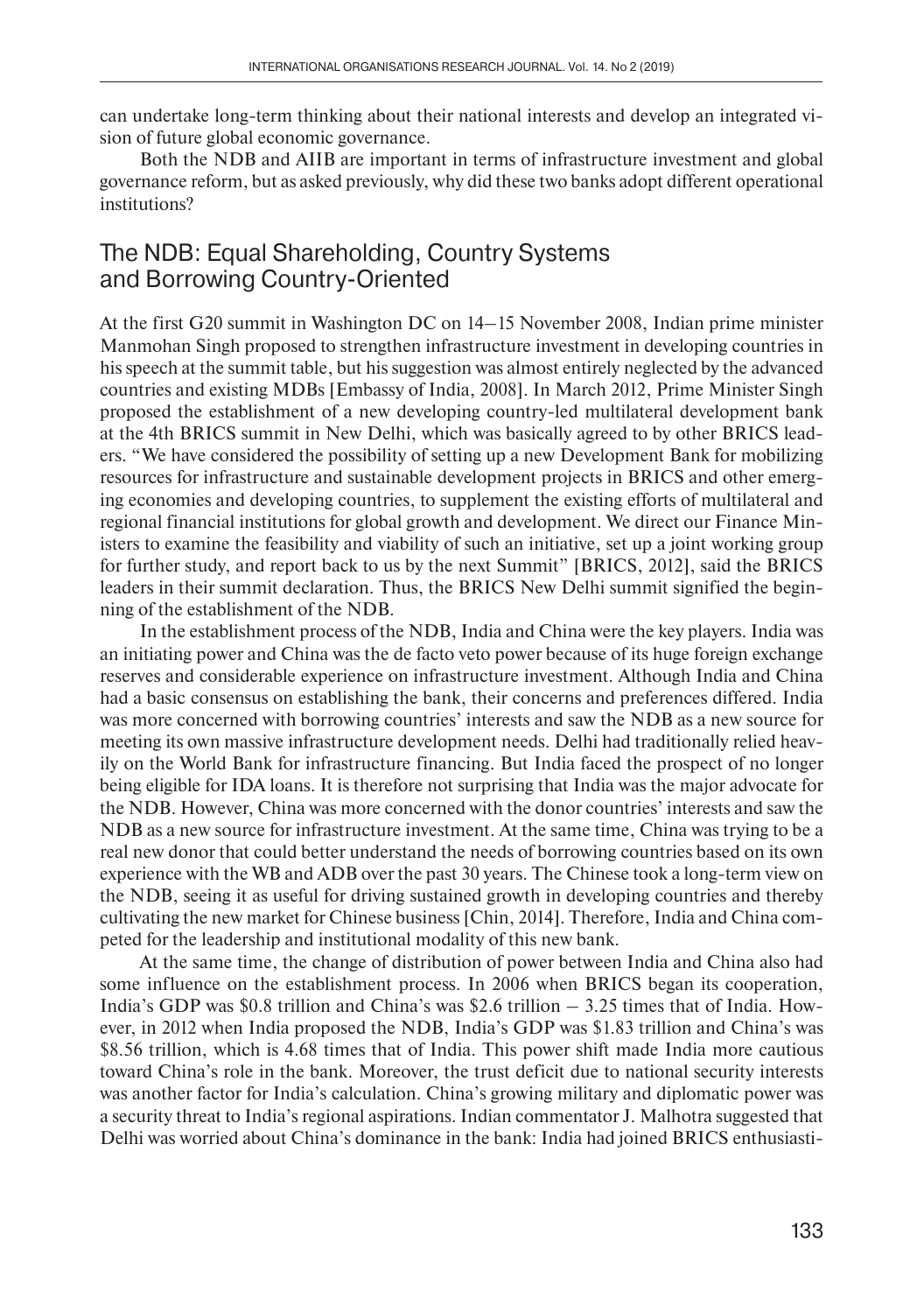can undertake long-term thinking about their national interests and develop an integrated vision of future global economic governance.

Both the NDB and AIIB are important in terms of infrastructure investment and global governance reform, but as asked previously, why did these two banks adopt different operational institutions?

## The NDB: Equal Shareholding, Country Systems and Borrowing Country-Oriented

At the first G20 summit in Washington DC on 14–15 November 2008, Indian prime minister Manmohan Singh proposed to strengthen infrastructure investment in developing countries in his speech at the summit table, but his suggestion was almost entirely neglected by the advanced countries and existing MDBs [Embassy of India, 2008]. In March 2012, Prime Minister Singh proposed the establishment of a new developing country-led multilateral development bank at the 4th BRICS summit in New Delhi, which was basically agreed to by other BRICS leaders. "We have considered the possibility of setting up a new Development Bank for mobilizing resources for infrastructure and sustainable development projects in BRICS and other emerging economies and developing countries, to supplement the existing efforts of multilateral and regional financial institutions for global growth and development. We direct our Finance Ministers to examine the feasibility and viability of such an initiative, set up a joint working group for further study, and report back to us by the next Summit" [BRICS, 2012], said the BRICS leaders in their summit declaration. Thus, the BRICS New Delhi summit signified the beginning of the establishment of the NDB.

In the establishment process of the NDB, India and China were the key players. India was an initiating power and China was the de facto veto power because of its huge foreign exchange reserves and considerable experience on infrastructure investment. Although India and China had a basic consensus on establishing the bank, their concerns and preferences differed. India was more concerned with borrowing countries' interests and saw the NDB as a new source for meeting its own massive infrastructure development needs. Delhi had traditionally relied heavily on the World Bank for infrastructure financing. But India faced the prospect of no longer being eligible for IDA loans. It is therefore not surprising that India was the major advocate for the NDB. However, China was more concerned with the donor countries' interests and saw the NDB as a new source for infrastructure investment. At the same time, China was trying to be a real new donor that could better understand the needs of borrowing countries based on its own experience with the WB and ADB over the past 30 years. The Chinese took a long-term view on the NDB, seeing it as useful for driving sustained growth in developing countries and thereby cultivating the new market for Chinese business [Chin, 2014]. Therefore, India and China competed for the leadership and institutional modality of this new bank.

At the same time, the change of distribution of power between India and China also had some influence on the establishment process. In 2006 when BRICS began its cooperation, India's GDP was \$0.8 trillion and China's was \$2.6 trillion – 3.25 times that of India. However, in 2012 when India proposed the NDB, India's GDP was \$1.83 trillion and China's was \$8.56 trillion, which is 4.68 times that of India. This power shift made India more cautious toward China's role in the bank. Moreover, the trust deficit due to national security interests was another factor for India's calculation. China's growing military and diplomatic power was a security threat to India's regional aspirations. Indian commentator J. Malhotra suggested that Delhi was worried about China's dominance in the bank: India had joined BRICS enthusiasti-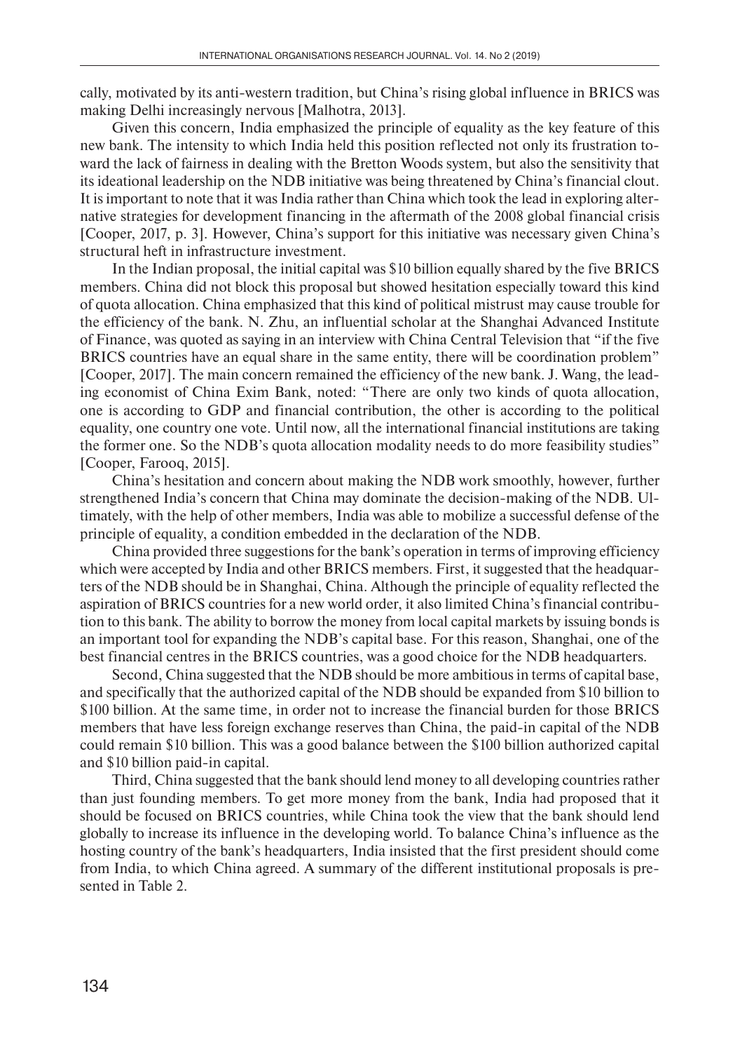cally, motivated by its anti-western tradition, but China's rising global influence in BRICS was making Delhi increasingly nervous [Malhotra, 2013].

Given this concern, India emphasized the principle of equality as the key feature of this new bank. The intensity to which India held this position reflected not only its frustration toward the lack of leadership of fairness in dealing with the Bretton Woods system, but also the sensitivity that its ideational leadership on the NDB initiative was being threatened by China's financial clout. It is important to note that it was India rather than China which took the lead in exploring alternative strategies for development financing in the aftermath of the 2008 global financial crisis [Cooper, 2017, p. 3]. However, China's support for this initiative was necessary given China's structural heft in infrastructure investment.

In the Indian proposal, the initial capital was $10 billion equally shared by the five BRICS members. China did not block this proposal but showed hesitation especially toward this kind of quota allocation. China emphasized that this kind of political mistrust may cause trouble for the efficiency of the bank. N. Zhu, an influential scholar at the Shanghai Advanced Institute of Finance, was quoted as saying in an interview with China Central Television that "if the five BRICS countries have an equal share in the same entity, there will be coordination problem" [Cooper, 2017]. The main concern remained the efficiency of the new bank. J. Wang, the leading economist of China Exim Bank, noted: "There are only two kinds of quota allocation, one is according to GDP and financial contribution, the other is according to the political equality, one country one vote. Until now, all the international financial institutions are taking the former one. So the NDB's quota allocation modality needs to do more feasibility studies" [Cooper, Farooq, 2015].

China's hesitation and concern about making the NDB work smoothly, however, further strengthened India's concern that China may dominate the decision-making of the NDB. Ultimately, with the help of other members, India was able to mobilize a successful defense of the principle of equality, a condition embedded in the declaration of the NDB.

China provided three suggestions for the bank's operation in terms of improving efficiency which were accepted by India and other BRICS members. First, it suggested that the headquarters of the NDB should be in Shanghai, China. Although the principle of equality reflected the aspiration of BRICS countries for a new world order, it also limited China's financial contribution to this bank. The ability to borrow the money from local capital markets by issuing bonds is an important tool for expanding the NDB's capital base. For this reason, Shanghai, one of the best financial centres in the BRICS countries, was a good choice for the NDB headquarters.

Second, China suggested that the NDB should be more ambitious in terms of capital base, and specifically that the authorized capital of the NDB should be expanded from $10 billion to $100 billion. At the same time, in order not to increase the financial burden for those BRICS members that have less foreign exchange reserves than China, the paid-in capital of the NDB could remain $10 billion. This was a good balance between the $100 billion authorized capital and $10 billion paid-in capital.

Third, China suggested that the bank should lend money to all developing countries rather than just founding members. To get more money from the bank, India had proposed that it should be focused on BRICS countries, while China took the view that the bank should lend globally to increase its influence in the developing world. To balance China's influence as the hosting country of the bank's headquarters, India insisted that the first president should come from India, to which China agreed. A summary of the different institutional proposals is presented in Table 2.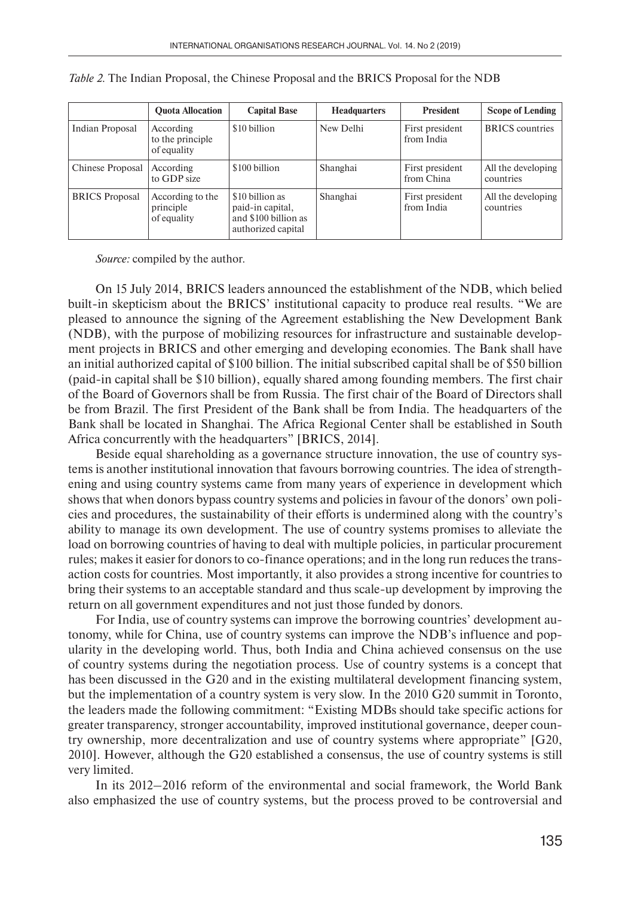*Table 2.* The Indian Proposal, the Chinese Proposal and the BRICS Proposal for the NDB

| | Quota Allocation | Capital Base | Headquarters | President | Scope of Lending |
|---|---|---|---|---|---|
| Indian Proposal | According to the principle of equality | $10 billion | New Delhi | First president from India | BRICS countries |
| Chinese Proposal | According to GDP size | $100 billion | Shanghai | First president from China | All the developing countries |
| BRICS Proposal | According to the principle of equality | $10 billion as paid-in capital, and $100 billion as authorized capital | Shanghai | First president from India | All the developing countries |

*Source:* compiled by the author.

On 15 July 2014, BRICS leaders announced the establishment of the NDB, which belied built-in skepticism about the BRICS' institutional capacity to produce real results. "We are pleased to announce the signing of the Agreement establishing the New Development Bank (NDB), with the purpose of mobilizing resources for infrastructure and sustainable development projects in BRICS and other emerging and developing economies. The Bank shall have an initial authorized capital of $100 billion. The initial subscribed capital shall be of $50 billion (paid-in capital shall be $10 billion), equally shared among founding members. The first chair of the Board of Governors shall be from Russia. The first chair of the Board of Directors shall be from Brazil. The first President of the Bank shall be from India. The headquarters of the Bank shall be located in Shanghai. The Africa Regional Center shall be established in South Africa concurrently with the headquarters" [BRICS, 2014].

Beside equal shareholding as a governance structure innovation, the use of country systems is another institutional innovation that favours borrowing countries. The idea of strengthening and using country systems came from many years of experience in development which shows that when donors bypass country systems and policies in favour of the donors' own policies and procedures, the sustainability of their efforts is undermined along with the country's ability to manage its own development. The use of country systems promises to alleviate the load on borrowing countries of having to deal with multiple policies, in particular procurement rules; makes it easier for donors to co-finance operations; and in the long run reduces the transaction costs for countries. Most importantly, it also provides a strong incentive for countries to bring their systems to an acceptable standard and thus scale-up development by improving the return on all government expenditures and not just those funded by donors.

For India, use of country systems can improve the borrowing countries' development autonomy, while for China, use of country systems can improve the NDB's influence and popularity in the developing world. Thus, both India and China achieved consensus on the use of country systems during the negotiation process. Use of country systems is a concept that has been discussed in the G20 and in the existing multilateral development financing system, but the implementation of a country system is very slow. In the 2010 G20 summit in Toronto, the leaders made the following commitment: "Existing MDBs should take specific actions for greater transparency, stronger accountability, improved institutional governance, deeper country ownership, more decentralization and use of country systems where appropriate" [G20, 2010]. However, although the G20 established a consensus, the use of country systems is still very limited.

In its 2012–2016 reform of the environmental and social framework, the World Bank also emphasized the use of country systems, but the process proved to be controversial and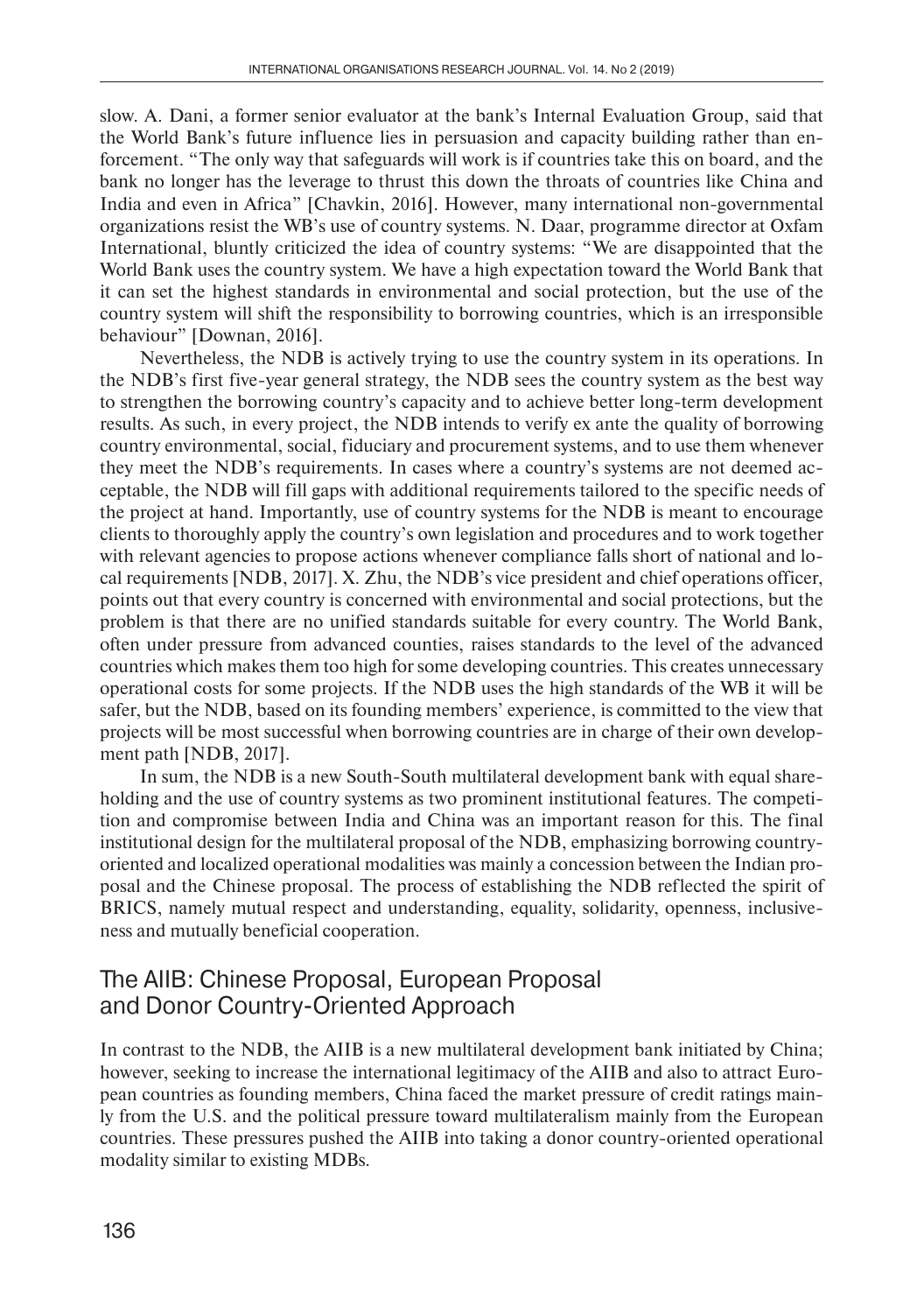slow. A. Dani, a former senior evaluator at the bank's Internal Evaluation Group, said that the World Bank's future influence lies in persuasion and capacity building rather than enforcement. "The only way that safeguards will work is if countries take this on board, and the bank no longer has the leverage to thrust this down the throats of countries like China and India and even in Africa" [Chavkin, 2016]. However, many international non-governmental organizations resist the WB's use of country systems. N. Daar, programme director at Oxfam International, bluntly criticized the idea of country systems: "We are disappointed that the World Bank uses the country system. We have a high expectation toward the World Bank that it can set the highest standards in environmental and social protection, but the use of the country system will shift the responsibility to borrowing countries, which is an irresponsible behaviour" [Downan, 2016].

Nevertheless, the NDB is actively trying to use the country system in its operations. In the NDB's first five-year general strategy, the NDB sees the country system as the best way to strengthen the borrowing country's capacity and to achieve better long-term development results. As such, in every project, the NDB intends to verify ex ante the quality of borrowing country environmental, social, fiduciary and procurement systems, and to use them whenever they meet the NDB's requirements. In cases where a country's systems are not deemed acceptable, the NDB will fill gaps with additional requirements tailored to the specific needs of the project at hand. Importantly, use of country systems for the NDB is meant to encourage clients to thoroughly apply the country's own legislation and procedures and to work together with relevant agencies to propose actions whenever compliance falls short of national and local requirements [NDB, 2017]. X. Zhu, the NDB's vice president and chief operations officer, points out that every country is concerned with environmental and social protections, but the problem is that there are no unified standards suitable for every country. The World Bank, often under pressure from advanced counties, raises standards to the level of the advanced countries which makes them too high for some developing countries. This creates unnecessary operational costs for some projects. If the NDB uses the high standards of the WB it will be safer, but the NDB, based on its founding members' experience, is committed to the view that projects will be most successful when borrowing countries are in charge of their own development path [NDB, 2017].

In sum, the NDB is a new South-South multilateral development bank with equal shareholding and the use of country systems as two prominent institutional features. The competition and compromise between India and China was an important reason for this. The final institutional design for the multilateral proposal of the NDB, emphasizing borrowing country-oriented and localized operational modalities was mainly a concession between the Indian proposal and the Chinese proposal. The process of establishing the NDB reflected the spirit of BRICS, namely mutual respect and understanding, equality, solidarity, openness, inclusiveness and mutually beneficial cooperation.

## The AIIB: Chinese Proposal, European Proposal and Donor Country-Oriented Approach

In contrast to the NDB, the AIIB is a new multilateral development bank initiated by China; however, seeking to increase the international legitimacy of the AIIB and also to attract European countries as founding members, China faced the market pressure of credit ratings mainly from the U.S. and the political pressure toward multilateralism mainly from the European countries. These pressures pushed the AIIB into taking a donor country-oriented operational modality similar to existing MDBs.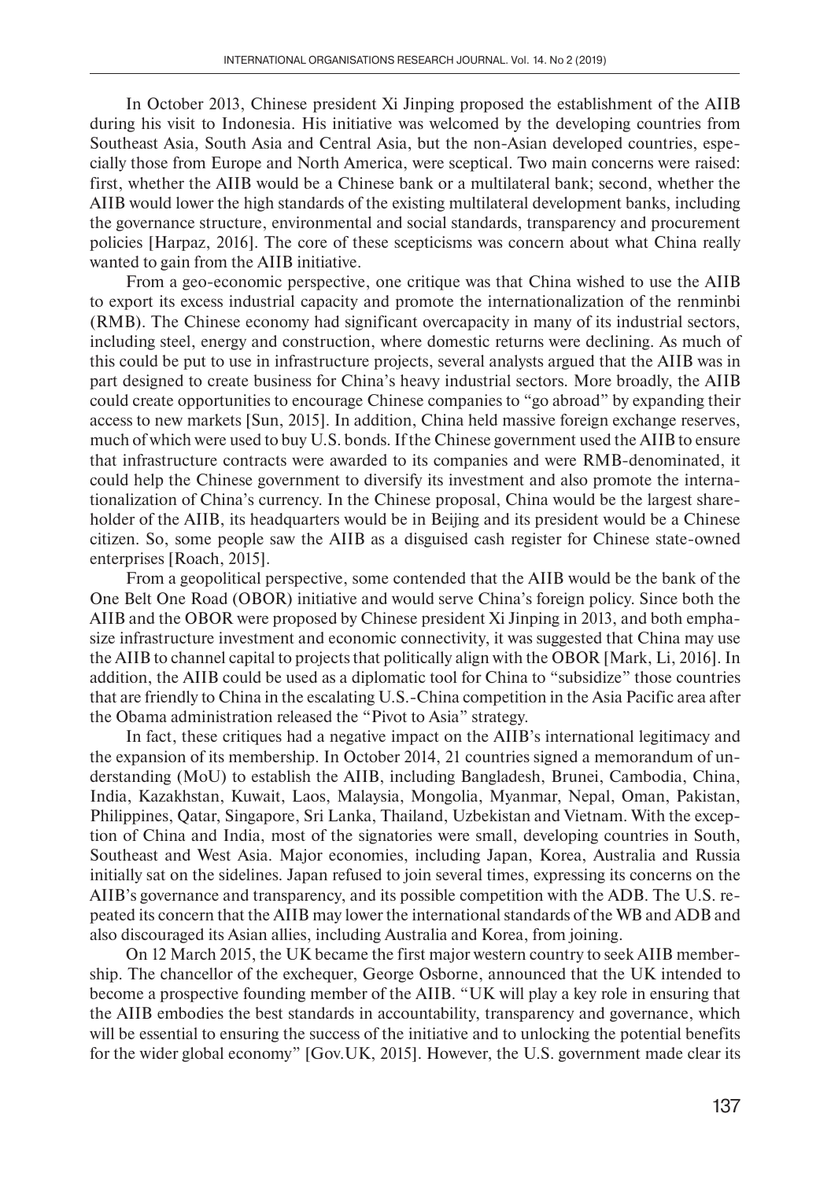In October 2013, Chinese president Xi Jinping proposed the establishment of the AIIB during his visit to Indonesia. His initiative was welcomed by the developing countries from Southeast Asia, South Asia and Central Asia, but the non-Asian developed countries, especially those from Europe and North America, were sceptical. Two main concerns were raised: first, whether the AIIB would be a Chinese bank or a multilateral bank; second, whether the AIIB would lower the high standards of the existing multilateral development banks, including the governance structure, environmental and social standards, transparency and procurement policies [Harpaz, 2016]. The core of these scepticisms was concern about what China really wanted to gain from the AIIB initiative.

From a geo-economic perspective, one critique was that China wished to use the AIIB to export its excess industrial capacity and promote the internationalization of the renminbi (RMB). The Chinese economy had significant overcapacity in many of its industrial sectors, including steel, energy and construction, where domestic returns were declining. As much of this could be put to use in infrastructure projects, several analysts argued that the AIIB was in part designed to create business for China's heavy industrial sectors. More broadly, the AIIB could create opportunities to encourage Chinese companies to "go abroad" by expanding their access to new markets [Sun, 2015]. In addition, China held massive foreign exchange reserves, much of which were used to buy U.S. bonds. If the Chinese government used the AIIB to ensure that infrastructure contracts were awarded to its companies and were RMB-denominated, it could help the Chinese government to diversify its investment and also promote the internationalization of China's currency. In the Chinese proposal, China would be the largest shareholder of the AIIB, its headquarters would be in Beijing and its president would be a Chinese citizen. So, some people saw the AIIB as a disguised cash register for Chinese state-owned enterprises [Roach, 2015].

From a geopolitical perspective, some contended that the AIIB would be the bank of the One Belt One Road (OBOR) initiative and would serve China's foreign policy. Since both the AIIB and the OBOR were proposed by Chinese president Xi Jinping in 2013, and both emphasize infrastructure investment and economic connectivity, it was suggested that China may use the AIIB to channel capital to projects that politically align with the OBOR [Mark, Li, 2016]. In addition, the AIIB could be used as a diplomatic tool for China to "subsidize" those countries that are friendly to China in the escalating U.S.-China competition in the Asia Pacific area after the Obama administration released the "Pivot to Asia" strategy.

In fact, these critiques had a negative impact on the AIIB's international legitimacy and the expansion of its membership. In October 2014, 21 countries signed a memorandum of understanding (MoU) to establish the AIIB, including Bangladesh, Brunei, Cambodia, China, India, Kazakhstan, Kuwait, Laos, Malaysia, Mongolia, Myanmar, Nepal, Oman, Pakistan, Philippines, Qatar, Singapore, Sri Lanka, Thailand, Uzbekistan and Vietnam. With the exception of China and India, most of the signatories were small, developing countries in South, Southeast and West Asia. Major economies, including Japan, Korea, Australia and Russia initially sat on the sidelines. Japan refused to join several times, expressing its concerns on the AIIB's governance and transparency, and its possible competition with the ADB. The U.S. repeated its concern that the AIIB may lower the international standards of the WB and ADB and also discouraged its Asian allies, including Australia and Korea, from joining.

On 12 March 2015, the UK became the first major western country to seek AIIB membership. The chancellor of the exchequer, George Osborne, announced that the UK intended to become a prospective founding member of the AIIB. "UK will play a key role in ensuring that the AIIB embodies the best standards in accountability, transparency and governance, which will be essential to ensuring the success of the initiative and to unlocking the potential benefits for the wider global economy" [Gov.UK, 2015]. However, the U.S. government made clear its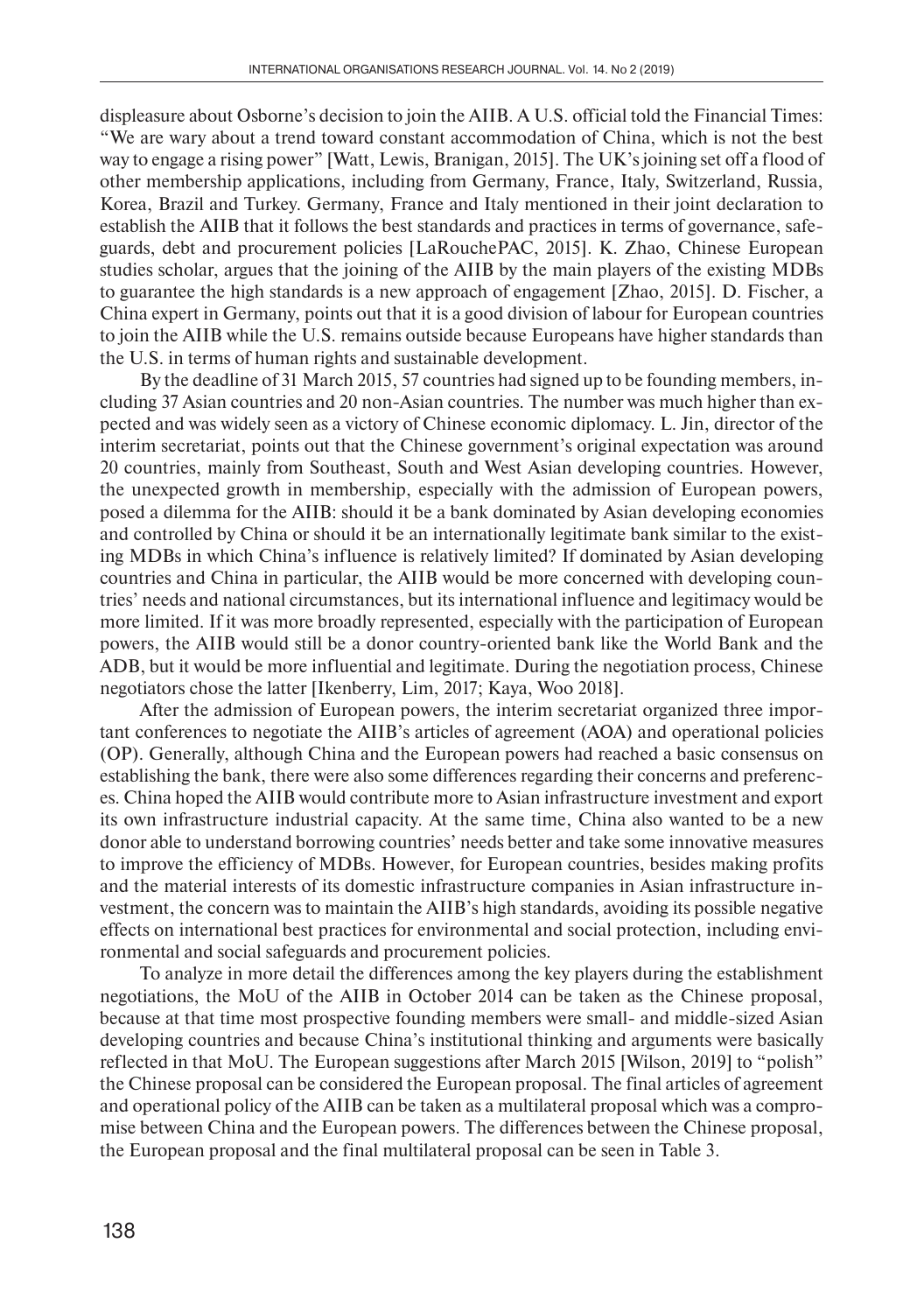displeasure about Osborne's decision to join the AIIB. A U.S. official told the Financial Times: "We are wary about a trend toward constant accommodation of China, which is not the best way to engage a rising power" [Watt, Lewis, Branigan, 2015]. The UK's joining set off a flood of other membership applications, including from Germany, France, Italy, Switzerland, Russia, Korea, Brazil and Turkey. Germany, France and Italy mentioned in their joint declaration to establish the AIIB that it follows the best standards and practices in terms of governance, safeguards, debt and procurement policies [LaRouchePAC, 2015]. K. Zhao, Chinese European studies scholar, argues that the joining of the AIIB by the main players of the existing MDBs to guarantee the high standards is a new approach of engagement [Zhao, 2015]. D. Fischer, a China expert in Germany, points out that it is a good division of labour for European countries to join the AIIB while the U.S. remains outside because Europeans have higher standards than the U.S. in terms of human rights and sustainable development.

By the deadline of 31 March 2015, 57 countries had signed up to be founding members, including 37 Asian countries and 20 non-Asian countries. The number was much higher than expected and was widely seen as a victory of Chinese economic diplomacy. L. Jin, director of the interim secretariat, points out that the Chinese government's original expectation was around 20 countries, mainly from Southeast, South and West Asian developing countries. However, the unexpected growth in membership, especially with the admission of European powers, posed a dilemma for the AIIB: should it be a bank dominated by Asian developing economies and controlled by China or should it be an internationally legitimate bank similar to the existing MDBs in which China's influence is relatively limited? If dominated by Asian developing countries and China in particular, the AIIB would be more concerned with developing countries' needs and national circumstances, but its international influence and legitimacy would be more limited. If it was more broadly represented, especially with the participation of European powers, the AIIB would still be a donor country-oriented bank like the World Bank and the ADB, but it would be more influential and legitimate. During the negotiation process, Chinese negotiators chose the latter [Ikenberry, Lim, 2017; Kaya, Woo 2018].

After the admission of European powers, the interim secretariat organized three important conferences to negotiate the AIIB's articles of agreement (AOA) and operational policies (OP). Generally, although China and the European powers had reached a basic consensus on establishing the bank, there were also some differences regarding their concerns and preferences. China hoped the AIIB would contribute more to Asian infrastructure investment and export its own infrastructure industrial capacity. At the same time, China also wanted to be a new donor able to understand borrowing countries' needs better and take some innovative measures to improve the efficiency of MDBs. However, for European countries, besides making profits and the material interests of its domestic infrastructure companies in Asian infrastructure investment, the concern was to maintain the AIIB's high standards, avoiding its possible negative effects on international best practices for environmental and social protection, including environmental and social safeguards and procurement policies.

To analyze in more detail the differences among the key players during the establishment negotiations, the MoU of the AIIB in October 2014 can be taken as the Chinese proposal, because at that time most prospective founding members were small- and middle-sized Asian developing countries and because China's institutional thinking and arguments were basically reflected in that MoU. The European suggestions after March 2015 [Wilson, 2019] to "polish" the Chinese proposal can be considered the European proposal. The final articles of agreement and operational policy of the AIIB can be taken as a multilateral proposal which was a compromise between China and the European powers. The differences between the Chinese proposal, the European proposal and the final multilateral proposal can be seen in Table 3.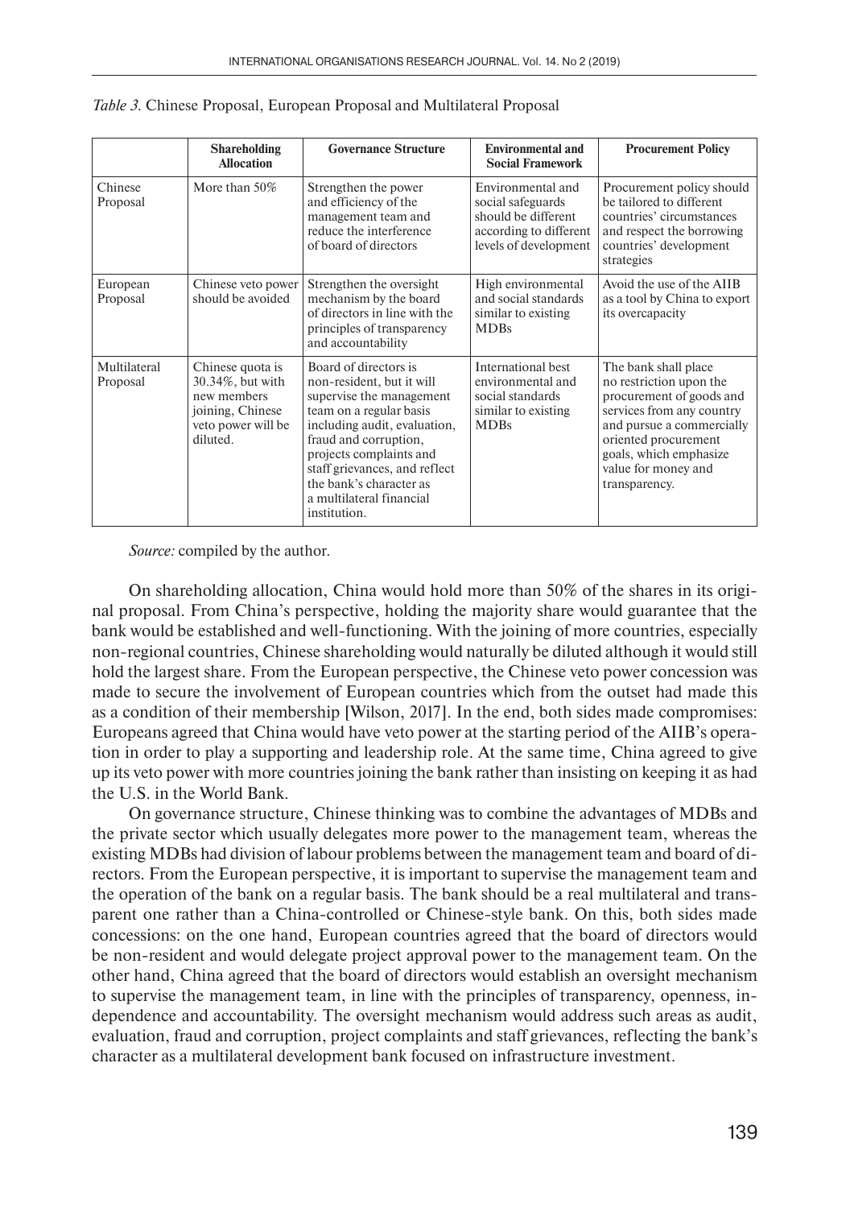*Table 3.* Chinese Proposal, European Proposal and Multilateral Proposal

| | **Shareholding Allocation** | **Governance Structure** | **Environmental and Social Framework** | **Procurement Policy** |
|---|---|---|---|---|
| Chinese Proposal | More than 50% | Strengthen the power and efficiency of the management team and reduce the interference of board of directors | Environmental and social safeguards should be different according to different levels of development | Procurement policy should be tailored to different countries' circumstances and respect the borrowing countries' development strategies |
| European Proposal | Chinese veto power should be avoided | Strengthen the oversight mechanism by the board of directors in line with the principles of transparency and accountability | High environmental and social standards similar to existing MDBs | Avoid the use of the AIIB as a tool by China to export its overcapacity |
| Multilateral Proposal | Chinese quota is 30.34%, but with new members joining, Chinese veto power will be diluted. | Board of directors is non-resident, but it will supervise the management team on a regular basis including audit, evaluation, fraud and corruption, projects complaints and staff grievances, and reflect the bank's character as a multilateral financial institution. | International best environmental and social standards similar to existing MDBs | The bank shall place no restriction upon the procurement of goods and services from any country and pursue a commercially oriented procurement goals, which emphasize value for money and transparency. |

*Source:* compiled by the author.

On shareholding allocation, China would hold more than 50% of the shares in its original proposal. From China's perspective, holding the majority share would guarantee that the bank would be established and well-functioning. With the joining of more countries, especially non-regional countries, Chinese shareholding would naturally be diluted although it would still hold the largest share. From the European perspective, the Chinese veto power concession was made to secure the involvement of European countries which from the outset had made this as a condition of their membership [Wilson, 2017]. In the end, both sides made compromises: Europeans agreed that China would have veto power at the starting period of the AIIB's operation in order to play a supporting and leadership role. At the same time, China agreed to give up its veto power with more countries joining the bank rather than insisting on keeping it as had the U.S. in the World Bank.

On governance structure, Chinese thinking was to combine the advantages of MDBs and the private sector which usually delegates more power to the management team, whereas the existing MDBs had division of labour problems between the management team and board of directors. From the European perspective, it is important to supervise the management team and the operation of the bank on a regular basis. The bank should be a real multilateral and transparent one rather than a China-controlled or Chinese-style bank. On this, both sides made concessions: on the one hand, European countries agreed that the board of directors would be non-resident and would delegate project approval power to the management team. On the other hand, China agreed that the board of directors would establish an oversight mechanism to supervise the management team, in line with the principles of transparency, openness, independence and accountability. The oversight mechanism would address such areas as audit, evaluation, fraud and corruption, project complaints and staff grievances, reflecting the bank's character as a multilateral development bank focused on infrastructure investment.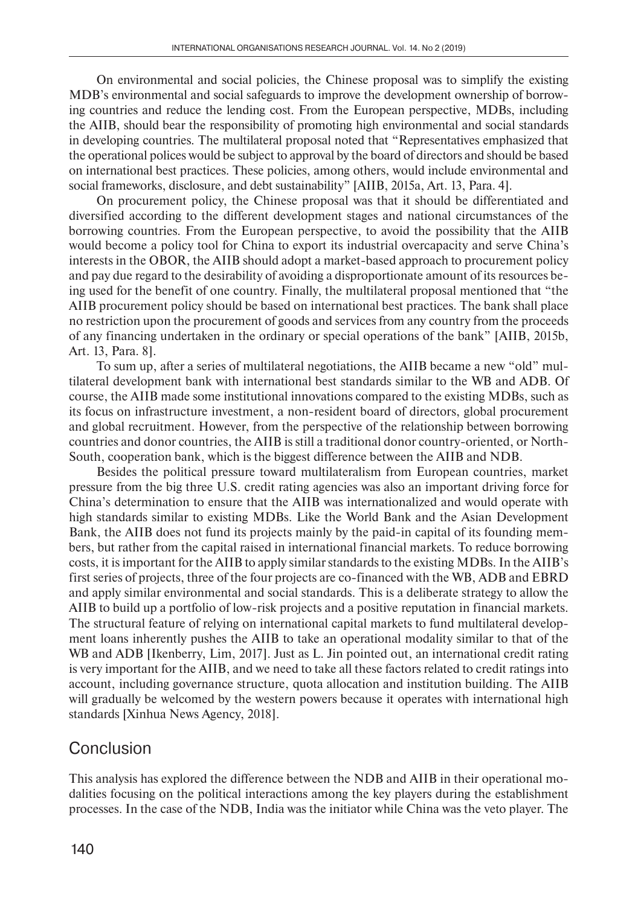On environmental and social policies, the Chinese proposal was to simplify the existing MDB's environmental and social safeguards to improve the development ownership of borrowing countries and reduce the lending cost. From the European perspective, MDBs, including the AIIB, should bear the responsibility of promoting high environmental and social standards in developing countries. The multilateral proposal noted that "Representatives emphasized that the operational polices would be subject to approval by the board of directors and should be based on international best practices. These policies, among others, would include environmental and social frameworks, disclosure, and debt sustainability" [AIIB, 2015a, Art. 13, Para. 4].

On procurement policy, the Chinese proposal was that it should be differentiated and diversified according to the different development stages and national circumstances of the borrowing countries. From the European perspective, to avoid the possibility that the AIIB would become a policy tool for China to export its industrial overcapacity and serve China's interests in the OBOR, the AIIB should adopt a market-based approach to procurement policy and pay due regard to the desirability of avoiding a disproportionate amount of its resources being used for the benefit of one country. Finally, the multilateral proposal mentioned that "the AIIB procurement policy should be based on international best practices. The bank shall place no restriction upon the procurement of goods and services from any country from the proceeds of any financing undertaken in the ordinary or special operations of the bank" [AIIB, 2015b, Art. 13, Para. 8].

To sum up, after a series of multilateral negotiations, the AIIB became a new "old" multilateral development bank with international best standards similar to the WB and ADB. Of course, the AIIB made some institutional innovations compared to the existing MDBs, such as its focus on infrastructure investment, a non-resident board of directors, global procurement and global recruitment. However, from the perspective of the relationship between borrowing countries and donor countries, the AIIB is still a traditional donor country-oriented, or North-South, cooperation bank, which is the biggest difference between the AIIB and NDB.

Besides the political pressure toward multilateralism from European countries, market pressure from the big three U.S. credit rating agencies was also an important driving force for China's determination to ensure that the AIIB was internationalized and would operate with high standards similar to existing MDBs. Like the World Bank and the Asian Development Bank, the AIIB does not fund its projects mainly by the paid-in capital of its founding members, but rather from the capital raised in international financial markets. To reduce borrowing costs, it is important for the AIIB to apply similar standards to the existing MDBs. In the AIIB's first series of projects, three of the four projects are co-financed with the WB, ADB and EBRD and apply similar environmental and social standards. This is a deliberate strategy to allow the AIIB to build up a portfolio of low-risk projects and a positive reputation in financial markets. The structural feature of relying on international capital markets to fund multilateral development loans inherently pushes the AIIB to take an operational modality similar to that of the WB and ADB [Ikenberry, Lim, 2017]. Just as L. Jin pointed out, an international credit rating is very important for the AIIB, and we need to take all these factors related to credit ratings into account, including governance structure, quota allocation and institution building. The AIIB will gradually be welcomed by the western powers because it operates with international high standards [Xinhua News Agency, 2018].

## Conclusion

This analysis has explored the difference between the NDB and AIIB in their operational modalities focusing on the political interactions among the key players during the establishment processes. In the case of the NDB, India was the initiator while China was the veto player. The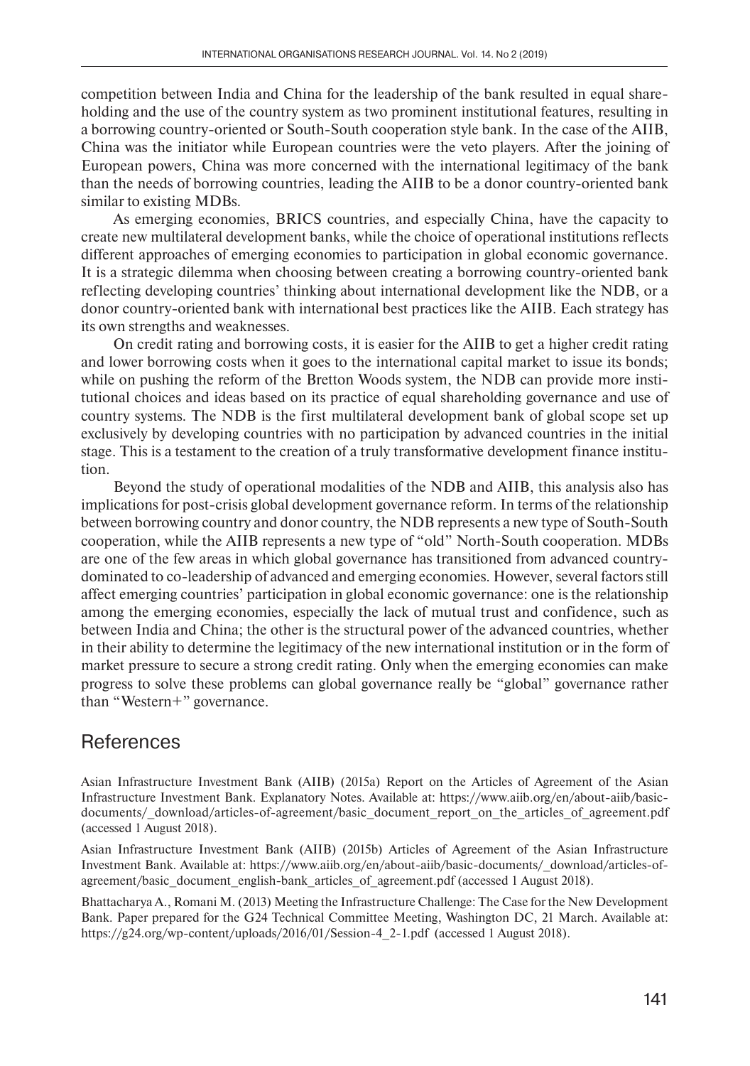competition between India and China for the leadership of the bank resulted in equal shareholding and the use of the country system as two prominent institutional features, resulting in a borrowing country-oriented or South-South cooperation style bank. In the case of the AIIB, China was the initiator while European countries were the veto players. After the joining of European powers, China was more concerned with the international legitimacy of the bank than the needs of borrowing countries, leading the AIIB to be a donor country-oriented bank similar to existing MDBs.

As emerging economies, BRICS countries, and especially China, have the capacity to create new multilateral development banks, while the choice of operational institutions reflects different approaches of emerging economies to participation in global economic governance. It is a strategic dilemma when choosing between creating a borrowing country-oriented bank reflecting developing countries' thinking about international development like the NDB, or a donor country-oriented bank with international best practices like the AIIB. Each strategy has its own strengths and weaknesses.

On credit rating and borrowing costs, it is easier for the AIIB to get a higher credit rating and lower borrowing costs when it goes to the international capital market to issue its bonds; while on pushing the reform of the Bretton Woods system, the NDB can provide more institutional choices and ideas based on its practice of equal shareholding governance and use of country systems. The NDB is the first multilateral development bank of global scope set up exclusively by developing countries with no participation by advanced countries in the initial stage. This is a testament to the creation of a truly transformative development finance institution.

Beyond the study of operational modalities of the NDB and AIIB, this analysis also has implications for post-crisis global development governance reform. In terms of the relationship between borrowing country and donor country, the NDB represents a new type of South-South cooperation, while the AIIB represents a new type of "old" North-South cooperation. MDBs are one of the few areas in which global governance has transitioned from advanced country-dominated to co-leadership of advanced and emerging economies. However, several factors still affect emerging countries' participation in global economic governance: one is the relationship among the emerging economies, especially the lack of mutual trust and confidence, such as between India and China; the other is the structural power of the advanced countries, whether in their ability to determine the legitimacy of the new international institution or in the form of market pressure to secure a strong credit rating. Only when the emerging economies can make progress to solve these problems can global governance really be "global" governance rather than "Western+" governance.

## References

Asian Infrastructure Investment Bank (AIIB) (2015a) Report on the Articles of Agreement of the Asian Infrastructure Investment Bank. Explanatory Notes. Available at: https://www.aiib.org/en/about-aiib/basic-documents/_download/articles-of-agreement/basic_document_report_on_the_articles_of_agreement.pdf (accessed 1 August 2018).

Asian Infrastructure Investment Bank (AIIB) (2015b) Articles of Agreement of the Asian Infrastructure Investment Bank. Available at: https://www.aiib.org/en/about-aiib/basic-documents/_download/articles-of-agreement/basic_document_english-bank_articles_of_agreement.pdf (accessed 1 August 2018).

Bhattacharya A., Romani M. (2013) Meeting the Infrastructure Challenge: The Case for the New Development Bank. Paper prepared for the G24 Technical Committee Meeting, Washington DC, 21 March. Available at: https://g24.org/wp-content/uploads/2016/01/Session-4_2-1.pdf (accessed 1 August 2018).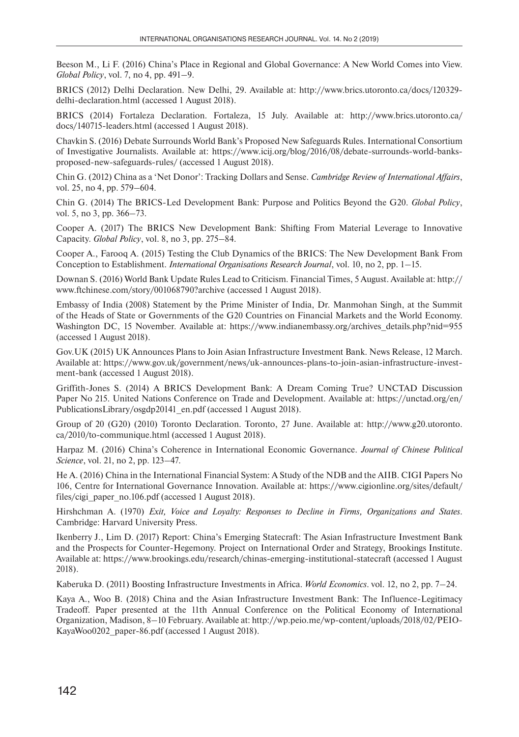Beeson M., Li F. (2016) China's Place in Regional and Global Governance: A New World Comes into View. *Global Policy*, vol. 7, no 4, pp. 491–9.

BRICS (2012) Delhi Declaration. New Delhi, 29. Available at: http://www.brics.utoronto.ca/docs/120329-delhi-declaration.html (accessed 1 August 2018).

BRICS (2014) Fortaleza Declaration. Fortaleza, 15 July. Available at: http://www.brics.utoronto.ca/docs/140715-leaders.html (accessed 1 August 2018).

Chavkin S. (2016) Debate Surrounds World Bank's Proposed New Safeguards Rules. International Consortium of Investigative Journalists. Available at: https://www.icij.org/blog/2016/08/debate-surrounds-world-banks-proposed-new-safeguards-rules/ (accessed 1 August 2018).

Chin G. (2012) China as a 'Net Donor': Tracking Dollars and Sense. *Cambridge Review of International Affairs*, vol. 25, no 4, pp. 579–604.

Chin G. (2014) The BRICS-Led Development Bank: Purpose and Politics Beyond the G20. *Global Policy*, vol. 5, no 3, pp. 366–73.

Cooper A. (2017) The BRICS New Development Bank: Shifting From Material Leverage to Innovative Capacity. *Global Policy*, vol. 8, no 3, pp. 275–84.

Cooper A., Farooq A. (2015) Testing the Club Dynamics of the BRICS: The New Development Bank From Conception to Establishment. *International Organisations Research Journal*, vol. 10, no 2, pp. 1–15.

Downan S. (2016) World Bank Update Rules Lead to Criticism. Financial Times, 5 August. Available at: http://www.ftchinese.com/story/001068790?archive (accessed 1 August 2018).

Embassy of India (2008) Statement by the Prime Minister of India, Dr. Manmohan Singh, at the Summit of the Heads of State or Governments of the G20 Countries on Financial Markets and the World Economy. Washington DC, 15 November. Available at: https://www.indianembassy.org/archives_details.php?nid=955 (accessed 1 August 2018).

Gov.UK (2015) UK Announces Plans to Join Asian Infrastructure Investment Bank. News Release, 12 March. Available at: https://www.gov.uk/government/news/uk-announces-plans-to-join-asian-infrastructure-investment-bank (accessed 1 August 2018).

Griffith-Jones S. (2014) A BRICS Development Bank: A Dream Coming True? UNCTAD Discussion Paper No 215. United Nations Conference on Trade and Development. Available at: https://unctad.org/en/PublicationsLibrary/osgdp20141_en.pdf (accessed 1 August 2018).

Group of 20 (G20) (2010) Toronto Declaration. Toronto, 27 June. Available at: http://www.g20.utoronto.ca/2010/to-communique.html (accessed 1 August 2018).

Harpaz M. (2016) China's Coherence in International Economic Governance. *Journal of Chinese Political Science*, vol. 21, no 2, pp. 123–47.

He A. (2016) China in the International Financial System: A Study of the NDB and the AIIB. CIGI Papers No 106, Centre for International Governance Innovation. Available at: https://www.cigionline.org/sites/default/files/cigi_paper_no.106.pdf (accessed 1 August 2018).

Hirshchman A. (1970) *Exit, Voice and Loyalty: Responses to Decline in Firms, Organizations and States*. Cambridge: Harvard University Press.

Ikenberry J., Lim D. (2017) Report: China's Emerging Statecraft: The Asian Infrastructure Investment Bank and the Prospects for Counter-Hegemony. Project on International Order and Strategy, Brookings Institute. Available at: https://www.brookings.edu/research/chinas-emerging-institutional-statecraft (accessed 1 August 2018).

Kaberuka D. (2011) Boosting Infrastructure Investments in Africa. *World Economics*. vol. 12, no 2, pp. 7–24.

Kaya A., Woo B. (2018) China and the Asian Infrastructure Investment Bank: The Influence-Legitimacy Tradeoff. Paper presented at the 11th Annual Conference on the Political Economy of International Organization, Madison, 8–10 February. Available at: http://wp.peio.me/wp-content/uploads/2018/02/PEIO-KayaWoo0202_paper-86.pdf (accessed 1 August 2018).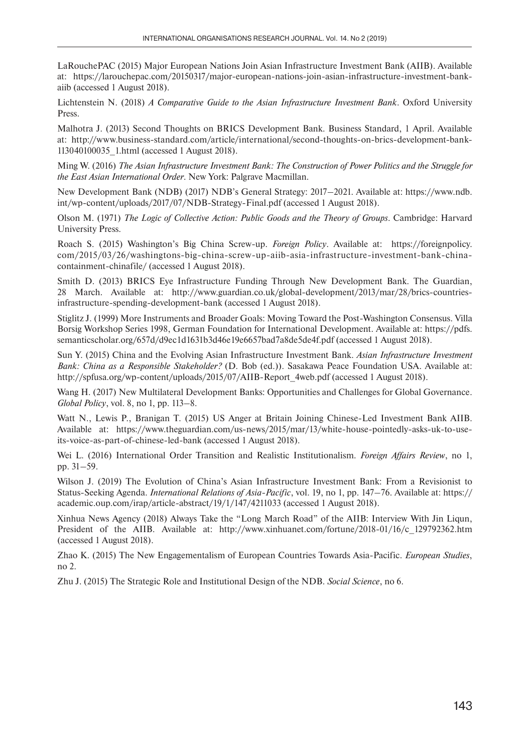LaRouchePAC (2015) Major European Nations Join Asian Infrastructure Investment Bank (AIIB). Available at: https://larouchepac.com/20150317/major-european-nations-join-asian-infrastructure-investment-bank-aiib (accessed 1 August 2018).

Lichtenstein N. (2018) *A Comparative Guide to the Asian Infrastructure Investment Bank*. Oxford University Press.

Malhotra J. (2013) Second Thoughts on BRICS Development Bank. Business Standard, 1 April. Available at: http://www.business-standard.com/article/international/second-thoughts-on-brics-development-bank-113040100035_1.html (accessed 1 August 2018).

Ming W. (2016) *The Asian Infrastructure Investment Bank: The Construction of Power Politics and the Struggle for the East Asian International Order*. New York: Palgrave Macmillan.

New Development Bank (NDB) (2017) NDB's General Strategy: 2017–2021. Available at: https://www.ndb.int/wp-content/uploads/2017/07/NDB-Strategy-Final.pdf (accessed 1 August 2018).

Olson M. (1971) *The Logic of Collective Action: Public Goods and the Theory of Groups*. Cambridge: Harvard University Press.

Roach S. (2015) Washington's Big China Screw-up. *Foreign Policy*. Available at: https://foreignpolicy.com/2015/03/26/washingtons-big-china-screw-up-aiib-asia-infrastructure-investment-bank-china-containment-chinafile/ (accessed 1 August 2018).

Smith D. (2013) BRICS Eye Infrastructure Funding Through New Development Bank. The Guardian, 28 March. Available at: http://www.guardian.co.uk/global-development/2013/mar/28/brics-countries-infrastructure-spending-development-bank (accessed 1 August 2018).

Stiglitz J. (1999) More Instruments and Broader Goals: Moving Toward the Post-Washington Consensus. Villa Borsig Workshop Series 1998, German Foundation for International Development. Available at: https://pdfs.semanticscholar.org/657d/d9ec1d1631b3d46e19e6657bad7a8de5de4f.pdf (accessed 1 August 2018).

Sun Y. (2015) China and the Evolving Asian Infrastructure Investment Bank. *Asian Infrastructure Investment Bank: China as a Responsible Stakeholder?* (D. Bob (ed.)). Sasakawa Peace Foundation USA. Available at: http://spfusa.org/wp-content/uploads/2015/07/AIIB-Report_4web.pdf (accessed 1 August 2018).

Wang H. (2017) New Multilateral Development Banks: Opportunities and Challenges for Global Governance. *Global Policy*, vol. 8, no 1, pp. 113–8.

Watt N., Lewis P., Branigan T. (2015) US Anger at Britain Joining Chinese-Led Investment Bank AIIB. Available at: https://www.theguardian.com/us-news/2015/mar/13/white-house-pointedly-asks-uk-to-use-its-voice-as-part-of-chinese-led-bank (accessed 1 August 2018).

Wei L. (2016) International Order Transition and Realistic Institutionalism. *Foreign Affairs Review*, no 1, pp. 31–59.

Wilson J. (2019) The Evolution of China's Asian Infrastructure Investment Bank: From a Revisionist to Status-Seeking Agenda. *International Relations of Asia-Pacific*, vol. 19, no 1, pp. 147–76. Available at: https://academic.oup.com/irap/article-abstract/19/1/147/4211033 (accessed 1 August 2018).

Xinhua News Agency (2018) Always Take the "Long March Road" of the AIIB: Interview With Jin Liqun, President of the AIIB. Available at: http://www.xinhuanet.com/fortune/2018-01/16/c_129792362.htm (accessed 1 August 2018).

Zhao K. (2015) The New Engagementalism of European Countries Towards Asia-Pacific. *European Studies*, no 2.

Zhu J. (2015) The Strategic Role and Institutional Design of the NDB. *Social Science*, no 6.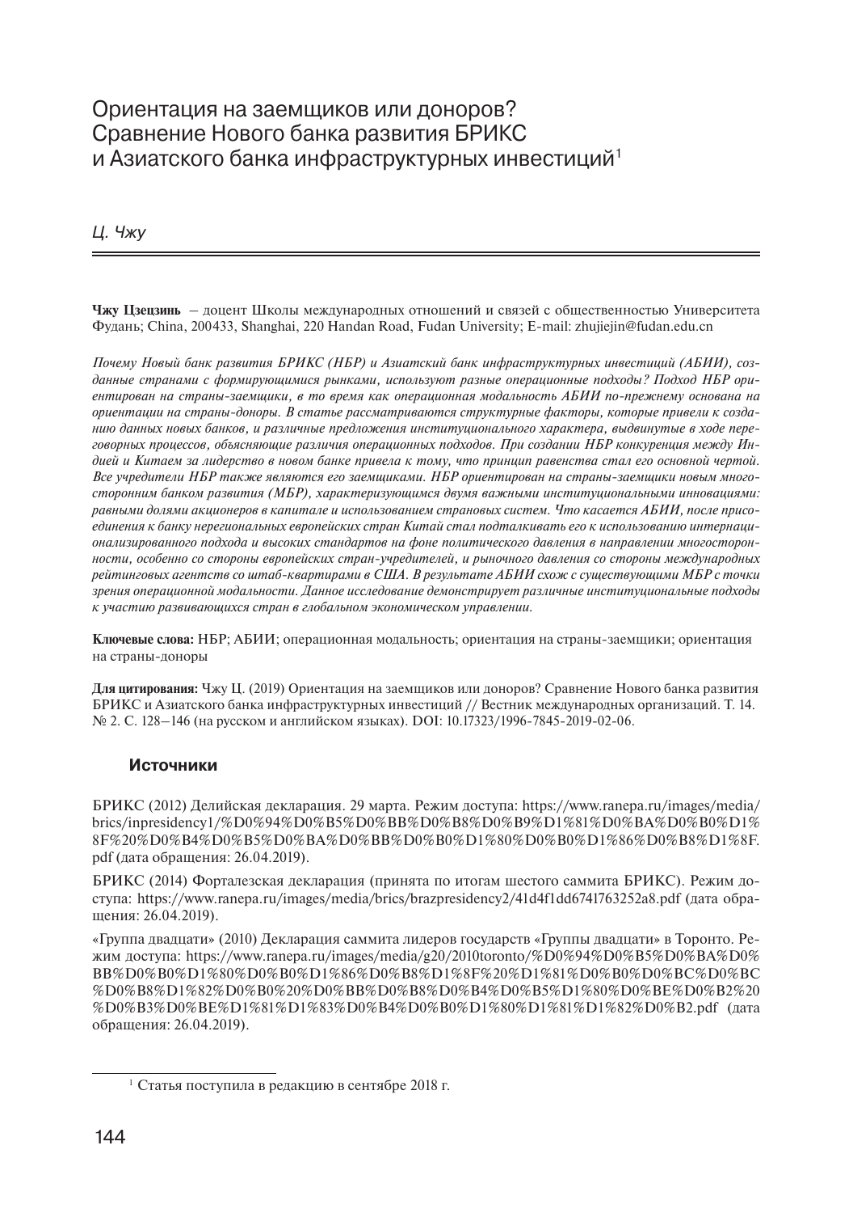# Ориентация на заемщиков или доноров? Сравнение Нового банка развития БРИКС и Азиатского банка инфраструктурных инвестиций[1]

*Ц. Чжу*

**Чжу Цзецзинь** – доцент Школы международных отношений и связей с общественностью Университета Фудань; China, 200433, Shanghai, 220 Handan Road, Fudan University; E-mail: zhujiejin@fudan.edu.cn

*Почему Новый банк развития БРИКС (НБР) и Азиатский банк инфраструктурных инвестиций (АБИИ), созданные странами с формирующимися рынками, используют разные операционные подходы? Подход НБР ориентирован на страны-заемщики, в то время как операционная модальность АБИИ по-прежнему основана на ориентации на страны-доноры. В статье рассматриваются структурные факторы, которые привели к созданию данных новых банков, и различные предложения институционального характера, выдвинутые в ходе переговорных процессов, объясняющие различия операционных подходов. При создании НБР конкуренция между Индией и Китаем за лидерство в новом банке привела к тому, что принцип равенства стал его основной чертой. Все учредители НБР также являются его заемщиками. НБР ориентирован на страны-заемщики новым многосторонним банком развития (МБР), характеризующимся двумя важными институциональными инновациями: равными долями акционеров в капитале и использованием страновых систем. Что касается АБИИ, после присоединения к банку нерегиональных европейских стран Китай стал подталкивать его к использованию интернационализированного подхода и высоких стандартов на фоне политического давления в направлении многосторонности, особенно со стороны европейских стран-учредителей, и рыночного давления со стороны международных рейтинговых агентств со штаб-квартирами в США. В результате АБИИ схож с существующими МБР с точки зрения операционной модальности. Данное исследование демонстрирует различные институциональные подходы к участию развивающихся стран в глобальном экономическом управлении.*

**Ключевые слова:** НБР; АБИИ; операционная модальность; ориентация на страны-заемщики; ориентация на страны-доноры

**Для цитирования:** Чжу Ц. (2019) Ориентация на заемщиков или доноров? Сравнение Нового банка развития БРИКС и Азиатского банка инфраструктурных инвестиций // Вестник международных организаций. Т. 14. № 2. С. 128–146 (на русском и английском языках). DOI: 10.17323/1996-7845-2019-02-06.

## Источники

БРИКС (2012) Делийская декларация. 29 марта. Режим доступа: https://www.ranepa.ru/images/media/brics/inpresidency1/%D0%94%D0%B5%D0%BB%D0%B8%D0%B9%D1%81%D0%BA%D0%B0%D1%8F%20%D0%B4%D0%B5%D0%BA%D0%BB%D0%B0%D1%80%D0%B0%D1%86%D0%B8%D1%8F.pdf (дата обращения: 26.04.2019).

БРИКС (2014) Форталезская декларация (принята по итогам шестого саммита БРИКС). Режим доступа: https://www.ranepa.ru/images/media/brics/brazpresidency2/41d4f1dd6741763252a8.pdf (дата обращения: 26.04.2019).

«Группа двадцати» (2010) Декларация саммита лидеров государств «Группы двадцати» в Торонто. Режим доступа: https://www.ranepa.ru/images/media/g20/2010toronto/%D0%94%D0%B5%D0%BA%D0%BB%D0%B0%D1%80%D0%B0%D1%86%D0%B8%D1%8F%20%D1%81%D0%B0%D0%BC%D0%BC%D0%B8%D1%82%D0%B0%20%D0%BB%D0%B8%D0%B4%D0%B5%D1%80%D0%BE%D0%B2%20%D0%B3%D0%BE%D1%81%D1%83%D0%B4%D0%B0%D1%80%D1%81%D1%82%D0%B2.pdf (дата обращения: 26.04.2019).

[1] Статья поступила в редакцию в сентябре 2018 г.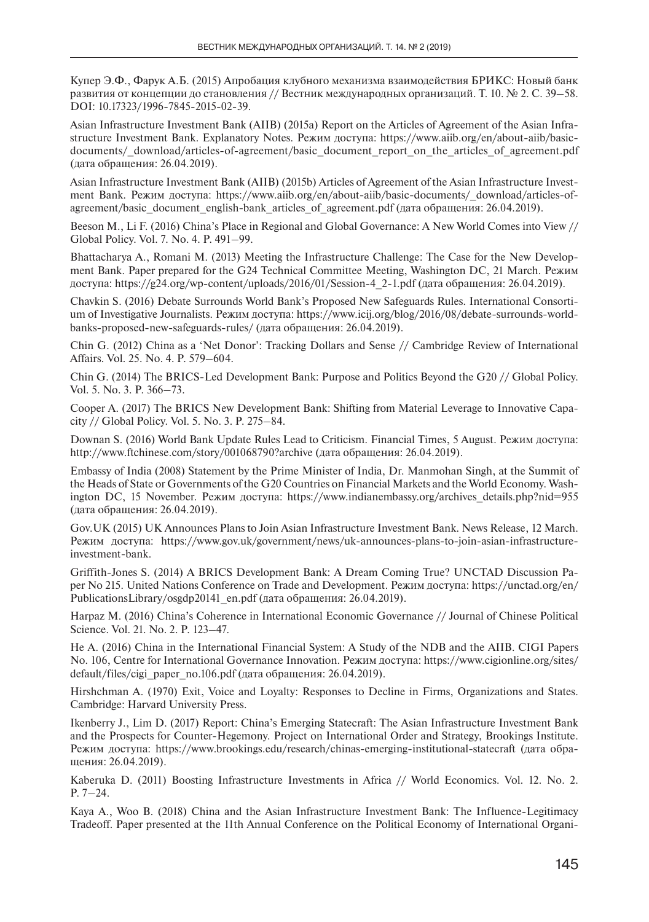Купер Э.Ф., Фарук А.Б. (2015) Апробация клубного механизма взаимодействия БРИКС: Новый банк развития от концепции до становления // Вестник международных организаций. Т. 10. № 2. С. 39–58. DOI: 10.17323/1996-7845-2015-02-39.

Asian Infrastructure Investment Bank (AIIB) (2015a) Report on the Articles of Agreement of the Asian Infrastructure Investment Bank. Explanatory Notes. Режим доступа: https://www.aiib.org/en/about-aiib/basic-documents/_download/articles-of-agreement/basic_document_report_on_the_articles_of_agreement.pdf (дата обращения: 26.04.2019).

Asian Infrastructure Investment Bank (AIIB) (2015b) Articles of Agreement of the Asian Infrastructure Investment Bank. Режим доступа: https://www.aiib.org/en/about-aiib/basic-documents/_download/articles-of-agreement/basic_document_english-bank_articles_of_agreement.pdf (дата обращения: 26.04.2019).

Beeson M., Li F. (2016) China's Place in Regional and Global Governance: A New World Comes into View // Global Policy. Vol. 7. No. 4. P. 491–99.

Bhattacharya A., Romani M. (2013) Meeting the Infrastructure Challenge: The Case for the New Development Bank. Paper prepared for the G24 Technical Committee Meeting, Washington DC, 21 March. Режим доступа: https://g24.org/wp-content/uploads/2016/01/Session-4_2-1.pdf (дата обращения: 26.04.2019).

Chavkin S. (2016) Debate Surrounds World Bank's Proposed New Safeguards Rules. International Consortium of Investigative Journalists. Режим доступа: https://www.icij.org/blog/2016/08/debate-surrounds-world-banks-proposed-new-safeguards-rules/ (дата обращения: 26.04.2019).

Chin G. (2012) China as a 'Net Donor': Tracking Dollars and Sense // Cambridge Review of International Affairs. Vol. 25. No. 4. P. 579–604.

Chin G. (2014) The BRICS-Led Development Bank: Purpose and Politics Beyond the G20 // Global Policy. Vol. 5. No. 3. P. 366–73.

Cooper A. (2017) The BRICS New Development Bank: Shifting from Material Leverage to Innovative Capacity // Global Policy. Vol. 5. No. 3. P. 275–84.

Downan S. (2016) World Bank Update Rules Lead to Criticism. Financial Times, 5 August. Режим доступа: http://www.ftchinese.com/story/001068790?archive (дата обращения: 26.04.2019).

Embassy of India (2008) Statement by the Prime Minister of India, Dr. Manmohan Singh, at the Summit of the Heads of State or Governments of the G20 Countries on Financial Markets and the World Economy. Washington DC, 15 November. Режим доступа: https://www.indianembassy.org/archives_details.php?nid=955 (дата обращения: 26.04.2019).

Gov.UK (2015) UK Announces Plans to Join Asian Infrastructure Investment Bank. News Release, 12 March. Режим доступа: https://www.gov.uk/government/news/uk-announces-plans-to-join-asian-infrastructure-investment-bank.

Griffith-Jones S. (2014) A BRICS Development Bank: A Dream Coming True? UNCTAD Discussion Paper No 215. United Nations Conference on Trade and Development. Режим доступа: https://unctad.org/en/PublicationsLibrary/osgdp20141_en.pdf (дата обращения: 26.04.2019).

Harpaz M. (2016) China's Coherence in International Economic Governance // Journal of Chinese Political Science. Vol. 21. No. 2. P. 123–47.

He A. (2016) China in the International Financial System: A Study of the NDB and the AIIB. CIGI Papers No. 106, Centre for International Governance Innovation. Режим доступа: https://www.cigionline.org/sites/default/files/cigi_paper_no.106.pdf (дата обращения: 26.04.2019).

Hirshchman A. (1970) Exit, Voice and Loyalty: Responses to Decline in Firms, Organizations and States. Cambridge: Harvard University Press.

Ikenberry J., Lim D. (2017) Report: China's Emerging Statecraft: The Asian Infrastructure Investment Bank and the Prospects for Counter-Hegemony. Project on International Order and Strategy, Brookings Institute. Режим доступа: https://www.brookings.edu/research/chinas-emerging-institutional-statecraft (дата обращения: 26.04.2019).

Kaberuka D. (2011) Boosting Infrastructure Investments in Africa // World Economics. Vol. 12. No. 2. P. 7–24.

Kaya A., Woo B. (2018) China and the Asian Infrastructure Investment Bank: The Influence-Legitimacy Tradeoff. Paper presented at the 11th Annual Conference on the Political Economy of International Organi-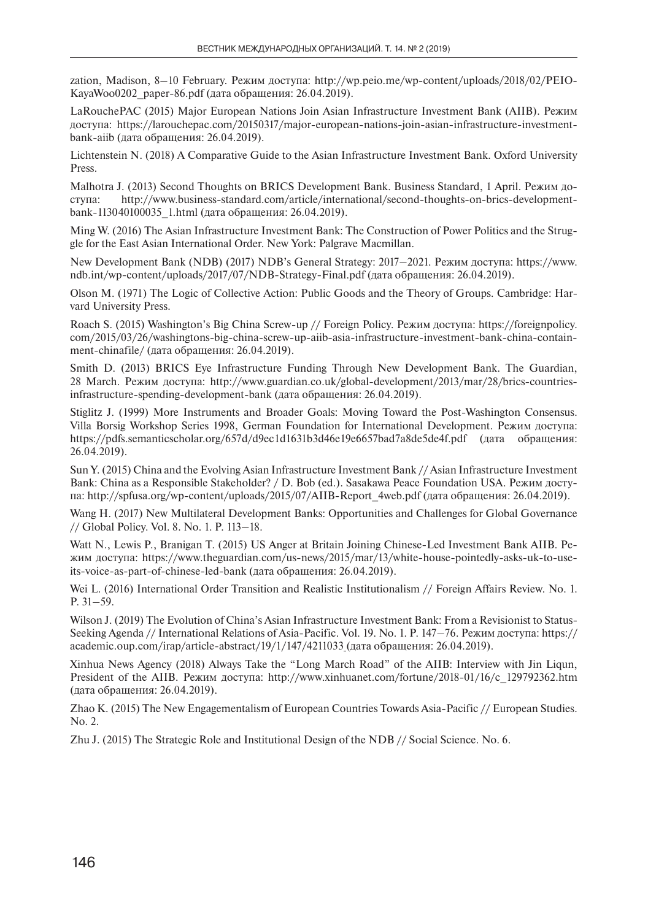zation, Madison, 8–10 February. Режим доступа: http://wp.peio.me/wp-content/uploads/2018/02/PEIO-KayaWoo0202_paper-86.pdf (дата обращения: 26.04.2019).

LaRouchePAC (2015) Major European Nations Join Asian Infrastructure Investment Bank (AIIB). Режим доступа: https://larouchepac.com/20150317/major-european-nations-join-asian-infrastructure-investment-bank-aiib (дата обращения: 26.04.2019).

Lichtenstein N. (2018) A Comparative Guide to the Asian Infrastructure Investment Bank. Oxford University Press.

Malhotra J. (2013) Second Thoughts on BRICS Development Bank. Business Standard, 1 April. Режим доступа: http://www.business-standard.com/article/international/second-thoughts-on-brics-development-bank-113040100035_1.html (дата обращения: 26.04.2019).

Ming W. (2016) The Asian Infrastructure Investment Bank: The Construction of Power Politics and the Struggle for the East Asian International Order. New York: Palgrave Macmillan.

New Development Bank (NDB) (2017) NDB's General Strategy: 2017–2021. Режим доступа: https://www.ndb.int/wp-content/uploads/2017/07/NDB-Strategy-Final.pdf (дата обращения: 26.04.2019).

Olson M. (1971) The Logic of Collective Action: Public Goods and the Theory of Groups. Cambridge: Harvard University Press.

Roach S. (2015) Washington's Big China Screw-up // Foreign Policy. Режим доступа: https://foreignpolicy.com/2015/03/26/washingtons-big-china-screw-up-aiib-asia-infrastructure-investment-bank-china-containment-chinafile/ (дата обращения: 26.04.2019).

Smith D. (2013) BRICS Eye Infrastructure Funding Through New Development Bank. The Guardian, 28 March. Режим доступа: http://www.guardian.co.uk/global-development/2013/mar/28/brics-countries-infrastructure-spending-development-bank (дата обращения: 26.04.2019).

Stiglitz J. (1999) More Instruments and Broader Goals: Moving Toward the Post-Washington Consensus. Villa Borsig Workshop Series 1998, German Foundation for International Development. Режим доступа: https://pdfs.semanticscholar.org/657d/d9ec1d1631b3d46e19e6657bad7a8de5de4f.pdf (дата обращения: 26.04.2019).

Sun Y. (2015) China and the Evolving Asian Infrastructure Investment Bank // Asian Infrastructure Investment Bank: China as a Responsible Stakeholder? / D. Bob (ed.). Sasakawa Peace Foundation USA. Режим доступа: http://spfusa.org/wp-content/uploads/2015/07/AIIB-Report_4web.pdf (дата обращения: 26.04.2019).

Wang H. (2017) New Multilateral Development Banks: Opportunities and Challenges for Global Governance // Global Policy. Vol. 8. No. 1. P. 113–18.

Watt N., Lewis P., Branigan T. (2015) US Anger at Britain Joining Chinese-Led Investment Bank AIIB. Режим доступа: https://www.theguardian.com/us-news/2015/mar/13/white-house-pointedly-asks-uk-to-use-its-voice-as-part-of-chinese-led-bank (дата обращения: 26.04.2019).

Wei L. (2016) International Order Transition and Realistic Institutionalism // Foreign Affairs Review. No. 1. P. 31–59.

Wilson J. (2019) The Evolution of China's Asian Infrastructure Investment Bank: From a Revisionist to Status-Seeking Agenda // International Relations of Asia-Pacific. Vol. 19. No. 1. P. 147–76. Режим доступа: https://academic.oup.com/irap/article-abstract/19/1/147/4211033 (дата обращения: 26.04.2019).

Xinhua News Agency (2018) Always Take the "Long March Road" of the AIIB: Interview with Jin Liqun, President of the AIIB. Режим доступа: http://www.xinhuanet.com/fortune/2018-01/16/c_129792362.htm (дата обращения: 26.04.2019).

Zhao K. (2015) The New Engagementalism of European Countries Towards Asia-Pacific // European Studies. No. 2.

Zhu J. (2015) The Strategic Role and Institutional Design of the NDB // Social Science. No. 6.